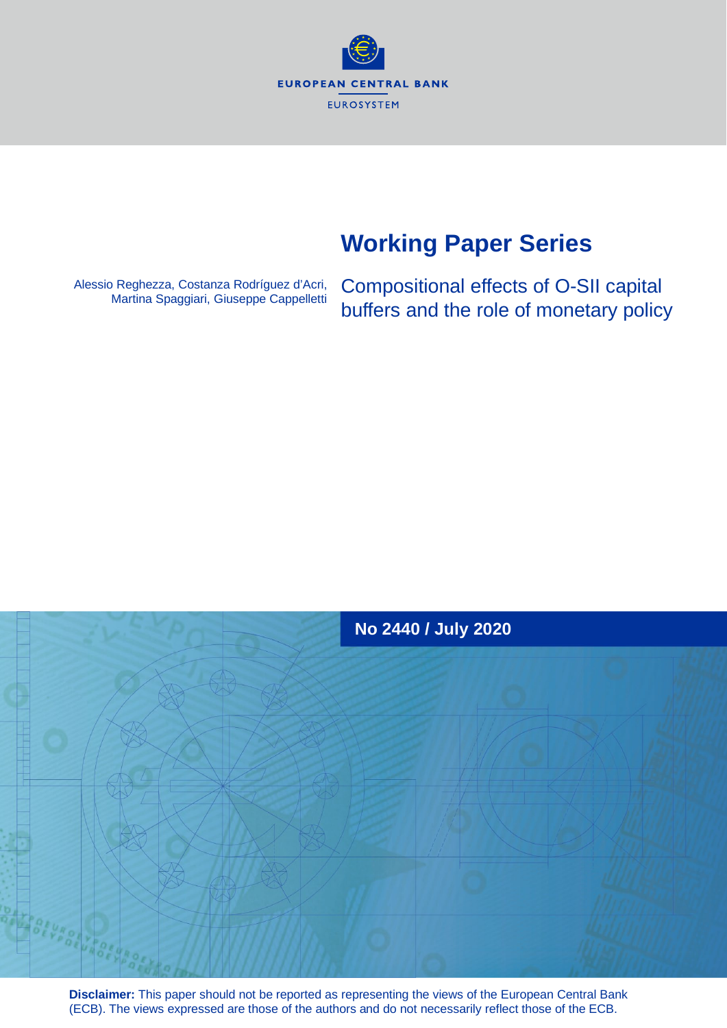EUROPEAN CENTRAL BANK

EUROSYSTEM

# Working Paper Series

Alessio Reghezza, Costanza Rodríguez d'Acri, Martina Spaggiari, Giuseppe Cappelletti

## Compositional effects of O-SII capital buffers and the role of monetary policy

**No 2440 / July 2020**

**Disclaimer:** This paper should not be reported as representing the views of the European Central Bank (ECB). The views expressed are those of the authors and do not necessarily reflect those of the ECB.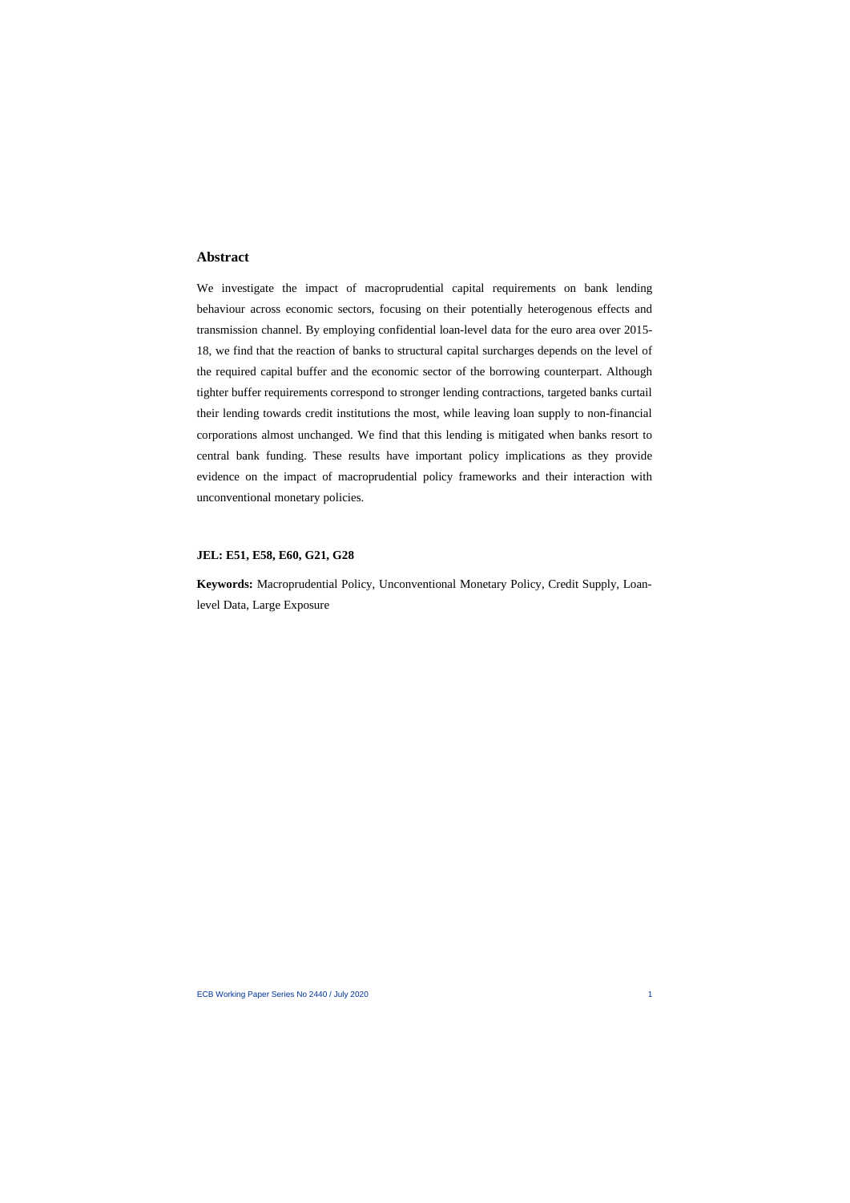## Abstract

We investigate the impact of macroprudential capital requirements on bank lending behaviour across economic sectors, focusing on their potentially heterogenous effects and transmission channel. By employing confidential loan-level data for the euro area over 2015-18, we find that the reaction of banks to structural capital surcharges depends on the level of the required capital buffer and the economic sector of the borrowing counterpart. Although tighter buffer requirements correspond to stronger lending contractions, targeted banks curtail their lending towards credit institutions the most, while leaving loan supply to non-financial corporations almost unchanged. We find that this lending is mitigated when banks resort to central bank funding. These results have important policy implications as they provide evidence on the impact of macroprudential policy frameworks and their interaction with unconventional monetary policies.

**JEL: E51, E58, E60, G21, G28**

**Keywords:** Macroprudential Policy, Unconventional Monetary Policy, Credit Supply, Loan-level Data, Large Exposure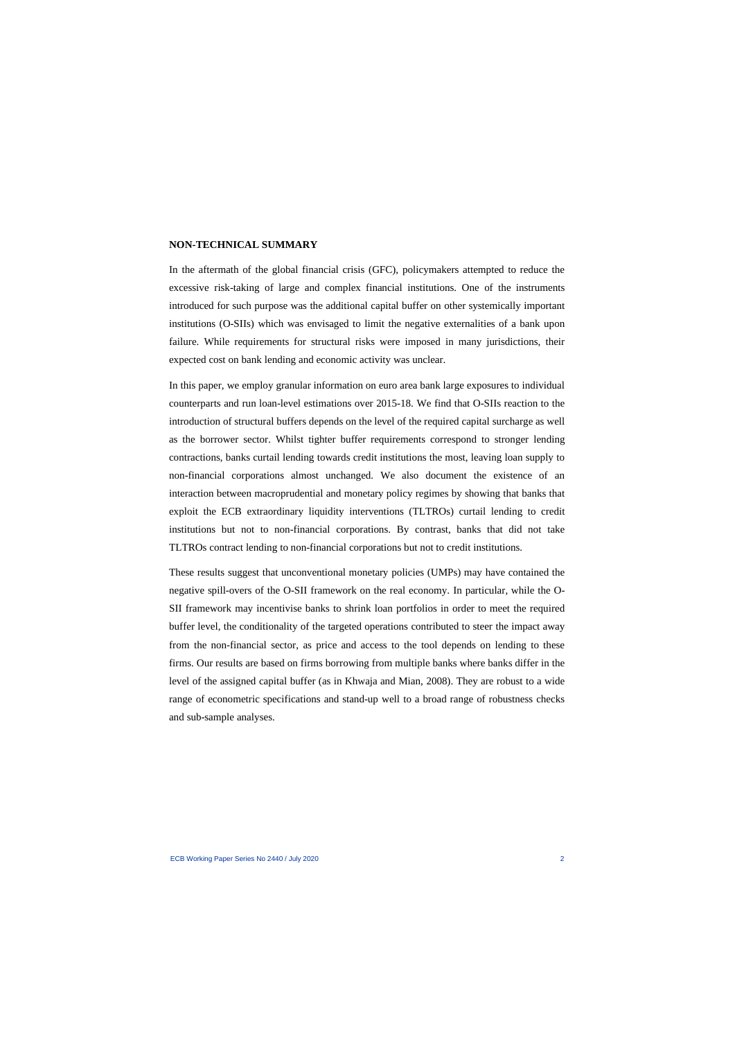## NON-TECHNICAL SUMMARY

In the aftermath of the global financial crisis (GFC), policymakers attempted to reduce the excessive risk-taking of large and complex financial institutions. One of the instruments introduced for such purpose was the additional capital buffer on other systemically important institutions (O-SIIs) which was envisaged to limit the negative externalities of a bank upon failure. While requirements for structural risks were imposed in many jurisdictions, their expected cost on bank lending and economic activity was unclear.

In this paper, we employ granular information on euro area bank large exposures to individual counterparts and run loan-level estimations over 2015-18. We find that O-SIIs reaction to the introduction of structural buffers depends on the level of the required capital surcharge as well as the borrower sector. Whilst tighter buffer requirements correspond to stronger lending contractions, banks curtail lending towards credit institutions the most, leaving loan supply to non-financial corporations almost unchanged. We also document the existence of an interaction between macroprudential and monetary policy regimes by showing that banks that exploit the ECB extraordinary liquidity interventions (TLTROs) curtail lending to credit institutions but not to non-financial corporations. By contrast, banks that did not take TLTROs contract lending to non-financial corporations but not to credit institutions.

These results suggest that unconventional monetary policies (UMPs) may have contained the negative spill-overs of the O-SII framework on the real economy. In particular, while the O-SII framework may incentivise banks to shrink loan portfolios in order to meet the required buffer level, the conditionality of the targeted operations contributed to steer the impact away from the non-financial sector, as price and access to the tool depends on lending to these firms. Our results are based on firms borrowing from multiple banks where banks differ in the level of the assigned capital buffer (as in Khwaja and Mian, 2008). They are robust to a wide range of econometric specifications and stand-up well to a broad range of robustness checks and sub-sample analyses.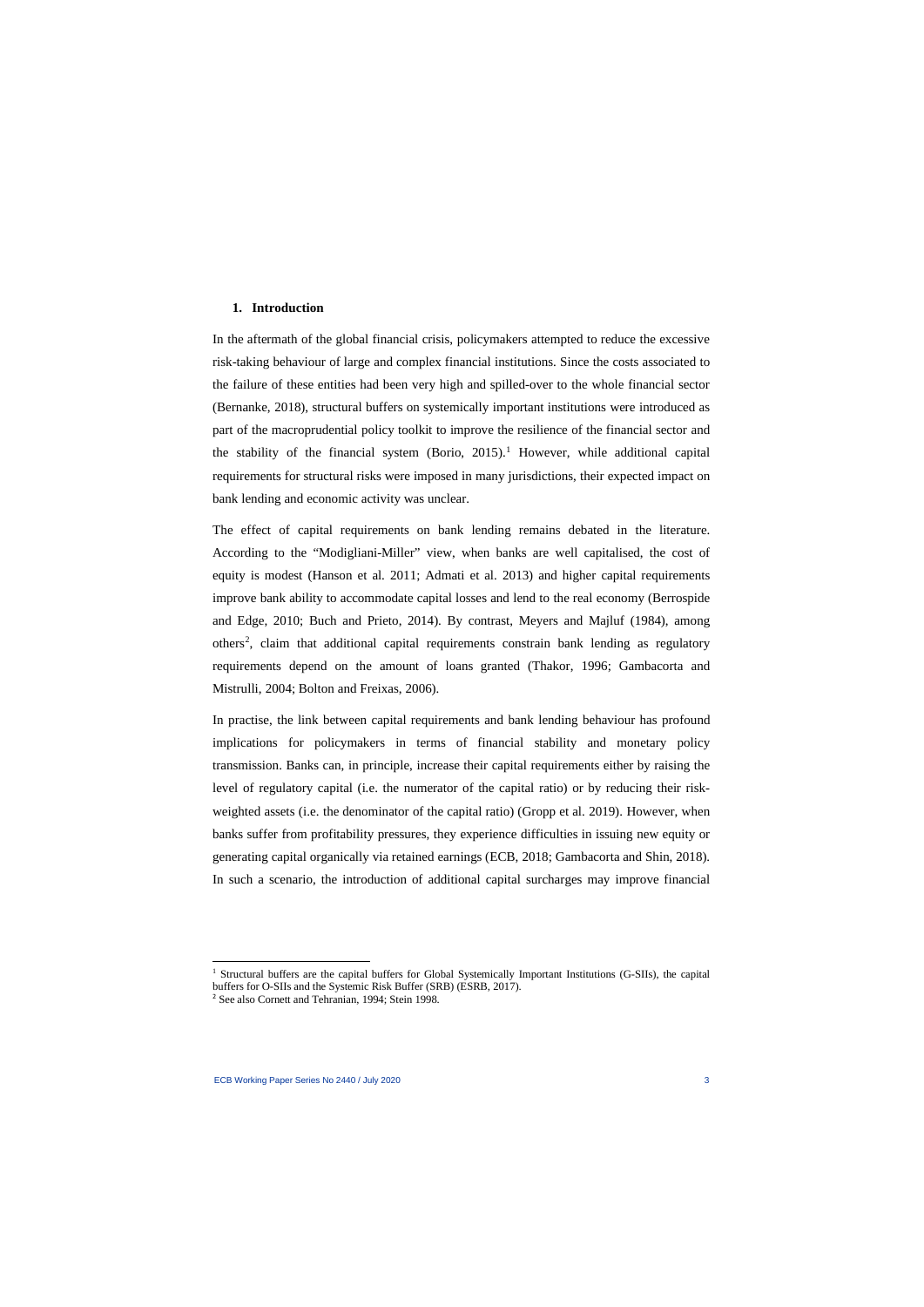## 1. Introduction

In the aftermath of the global financial crisis, policymakers attempted to reduce the excessive risk-taking behaviour of large and complex financial institutions. Since the costs associated to the failure of these entities had been very high and spilled-over to the whole financial sector (Bernanke, 2018), structural buffers on systemically important institutions were introduced as part of the macroprudential policy toolkit to improve the resilience of the financial sector and the stability of the financial system (Borio, 2015).[1] However, while additional capital requirements for structural risks were imposed in many jurisdictions, their expected impact on bank lending and economic activity was unclear.

The effect of capital requirements on bank lending remains debated in the literature. According to the "Modigliani-Miller" view, when banks are well capitalised, the cost of equity is modest (Hanson et al. 2011; Admati et al. 2013) and higher capital requirements improve bank ability to accommodate capital losses and lend to the real economy (Berrospide and Edge, 2010; Buch and Prieto, 2014). By contrast, Meyers and Majluf (1984), among others[2], claim that additional capital requirements constrain bank lending as regulatory requirements depend on the amount of loans granted (Thakor, 1996; Gambacorta and Mistrulli, 2004; Bolton and Freixas, 2006).

In practise, the link between capital requirements and bank lending behaviour has profound implications for policymakers in terms of financial stability and monetary policy transmission. Banks can, in principle, increase their capital requirements either by raising the level of regulatory capital (i.e. the numerator of the capital ratio) or by reducing their risk-weighted assets (i.e. the denominator of the capital ratio) (Gropp et al. 2019). However, when banks suffer from profitability pressures, they experience difficulties in issuing new equity or generating capital organically via retained earnings (ECB, 2018; Gambacorta and Shin, 2018). In such a scenario, the introduction of additional capital surcharges may improve financial

[1] Structural buffers are the capital buffers for Global Systemically Important Institutions (G-SIIs), the capital buffers for O-SIIs and the Systemic Risk Buffer (SRB) (ESRB, 2017).

[2] See also Cornett and Tehranian, 1994; Stein 1998.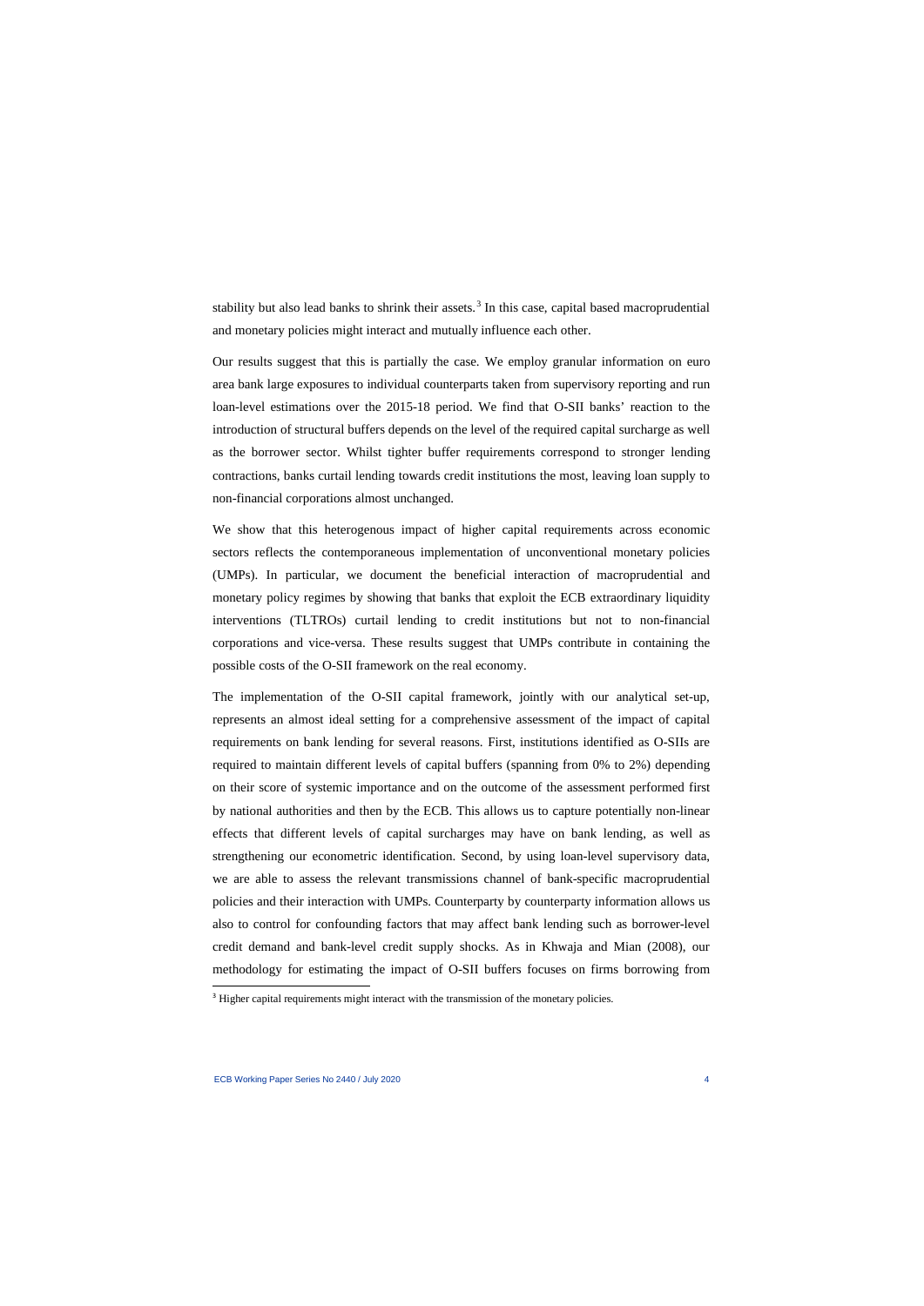stability but also lead banks to shrink their assets.[3] In this case, capital based macroprudential and monetary policies might interact and mutually influence each other.

Our results suggest that this is partially the case. We employ granular information on euro area bank large exposures to individual counterparts taken from supervisory reporting and run loan-level estimations over the 2015-18 period. We find that O-SII banks' reaction to the introduction of structural buffers depends on the level of the required capital surcharge as well as the borrower sector. Whilst tighter buffer requirements correspond to stronger lending contractions, banks curtail lending towards credit institutions the most, leaving loan supply to non-financial corporations almost unchanged.

We show that this heterogenous impact of higher capital requirements across economic sectors reflects the contemporaneous implementation of unconventional monetary policies (UMPs). In particular, we document the beneficial interaction of macroprudential and monetary policy regimes by showing that banks that exploit the ECB extraordinary liquidity interventions (TLTROs) curtail lending to credit institutions but not to non-financial corporations and vice-versa. These results suggest that UMPs contribute in containing the possible costs of the O-SII framework on the real economy.

The implementation of the O-SII capital framework, jointly with our analytical set-up, represents an almost ideal setting for a comprehensive assessment of the impact of capital requirements on bank lending for several reasons. First, institutions identified as O-SIIs are required to maintain different levels of capital buffers (spanning from 0% to 2%) depending on their score of systemic importance and on the outcome of the assessment performed first by national authorities and then by the ECB. This allows us to capture potentially non-linear effects that different levels of capital surcharges may have on bank lending, as well as strengthening our econometric identification. Second, by using loan-level supervisory data, we are able to assess the relevant transmissions channel of bank-specific macroprudential policies and their interaction with UMPs. Counterparty by counterparty information allows us also to control for confounding factors that may affect bank lending such as borrower-level credit demand and bank-level credit supply shocks. As in Khwaja and Mian (2008), our methodology for estimating the impact of O-SII buffers focuses on firms borrowing from

[3] Higher capital requirements might interact with the transmission of the monetary policies.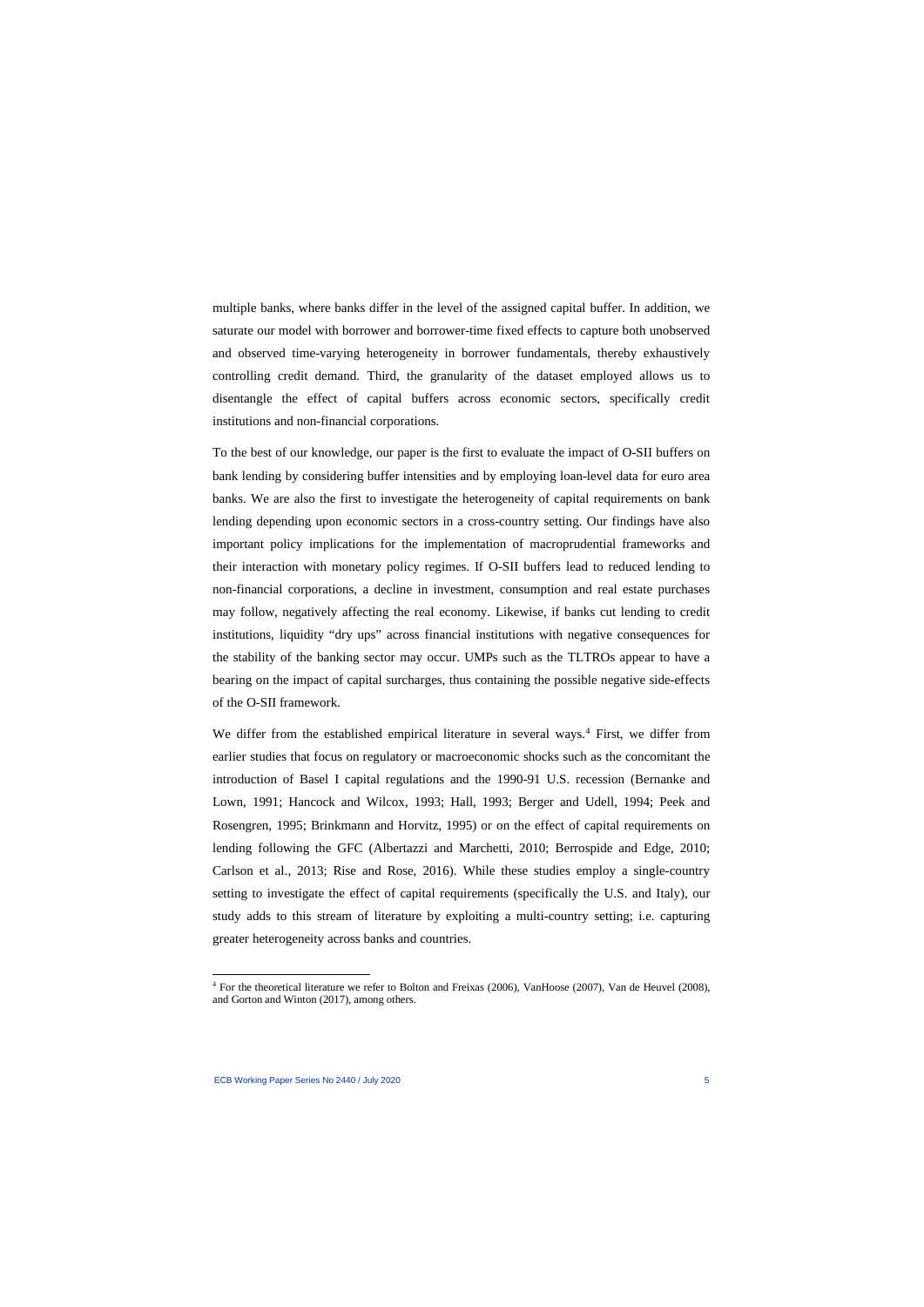multiple banks, where banks differ in the level of the assigned capital buffer. In addition, we saturate our model with borrower and borrower-time fixed effects to capture both unobserved and observed time-varying heterogeneity in borrower fundamentals, thereby exhaustively controlling credit demand. Third, the granularity of the dataset employed allows us to disentangle the effect of capital buffers across economic sectors, specifically credit institutions and non-financial corporations.

To the best of our knowledge, our paper is the first to evaluate the impact of O-SII buffers on bank lending by considering buffer intensities and by employing loan-level data for euro area banks. We are also the first to investigate the heterogeneity of capital requirements on bank lending depending upon economic sectors in a cross-country setting. Our findings have also important policy implications for the implementation of macroprudential frameworks and their interaction with monetary policy regimes. If O-SII buffers lead to reduced lending to non-financial corporations, a decline in investment, consumption and real estate purchases may follow, negatively affecting the real economy. Likewise, if banks cut lending to credit institutions, liquidity "dry ups" across financial institutions with negative consequences for the stability of the banking sector may occur. UMPs such as the TLTROs appear to have a bearing on the impact of capital surcharges, thus containing the possible negative side-effects of the O-SII framework.

We differ from the established empirical literature in several ways.[4] First, we differ from earlier studies that focus on regulatory or macroeconomic shocks such as the concomitant the introduction of Basel I capital regulations and the 1990-91 U.S. recession (Bernanke and Lown, 1991; Hancock and Wilcox, 1993; Hall, 1993; Berger and Udell, 1994; Peek and Rosengren, 1995; Brinkmann and Horvitz, 1995) or on the effect of capital requirements on lending following the GFC (Albertazzi and Marchetti, 2010; Berrospide and Edge, 2010; Carlson et al., 2013; Rise and Rose, 2016). While these studies employ a single-country setting to investigate the effect of capital requirements (specifically the U.S. and Italy), our study adds to this stream of literature by exploiting a multi-country setting; i.e. capturing greater heterogeneity across banks and countries.

[4] For the theoretical literature we refer to Bolton and Freixas (2006), VanHoose (2007), Van de Heuvel (2008), and Gorton and Winton (2017), among others.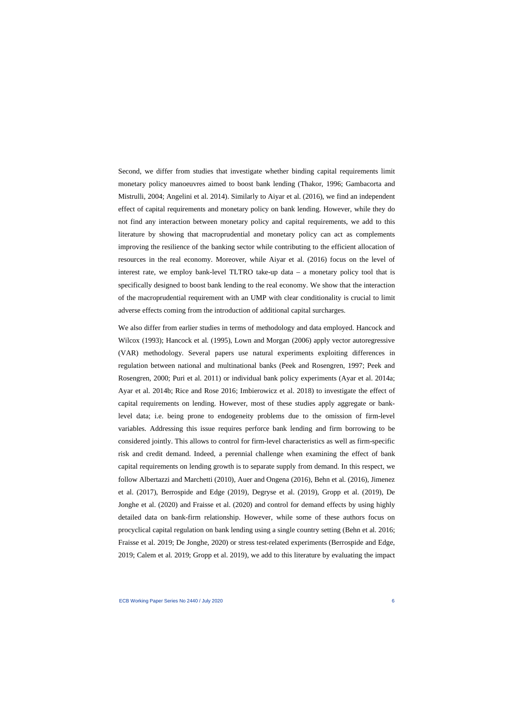Second, we differ from studies that investigate whether binding capital requirements limit monetary policy manoeuvres aimed to boost bank lending (Thakor, 1996; Gambacorta and Mistrulli, 2004; Angelini et al. 2014). Similarly to Aiyar et al. (2016), we find an independent effect of capital requirements and monetary policy on bank lending. However, while they do not find any interaction between monetary policy and capital requirements, we add to this literature by showing that macroprudential and monetary policy can act as complements improving the resilience of the banking sector while contributing to the efficient allocation of resources in the real economy. Moreover, while Aiyar et al. (2016) focus on the level of interest rate, we employ bank-level TLTRO take-up data – a monetary policy tool that is specifically designed to boost bank lending to the real economy. We show that the interaction of the macroprudential requirement with an UMP with clear conditionality is crucial to limit adverse effects coming from the introduction of additional capital surcharges.

We also differ from earlier studies in terms of methodology and data employed. Hancock and Wilcox (1993); Hancock et al. (1995), Lown and Morgan (2006) apply vector autoregressive (VAR) methodology. Several papers use natural experiments exploiting differences in regulation between national and multinational banks (Peek and Rosengren, 1997; Peek and Rosengren, 2000; Puri et al. 2011) or individual bank policy experiments (Ayar et al. 2014a; Ayar et al. 2014b; Rice and Rose 2016; Imbierowicz et al. 2018) to investigate the effect of capital requirements on lending. However, most of these studies apply aggregate or bank-level data; i.e. being prone to endogeneity problems due to the omission of firm-level variables. Addressing this issue requires perforce bank lending and firm borrowing to be considered jointly. This allows to control for firm-level characteristics as well as firm-specific risk and credit demand. Indeed, a perennial challenge when examining the effect of bank capital requirements on lending growth is to separate supply from demand. In this respect, we follow Albertazzi and Marchetti (2010), Auer and Ongena (2016), Behn et al. (2016), Jimenez et al. (2017), Berrospide and Edge (2019), Degryse et al. (2019), Gropp et al. (2019), De Jonghe et al. (2020) and Fraisse et al. (2020) and control for demand effects by using highly detailed data on bank-firm relationship. However, while some of these authors focus on procyclical capital regulation on bank lending using a single country setting (Behn et al. 2016; Fraisse et al. 2019; De Jonghe, 2020) or stress test-related experiments (Berrospide and Edge, 2019; Calem et al. 2019; Gropp et al. 2019), we add to this literature by evaluating the impact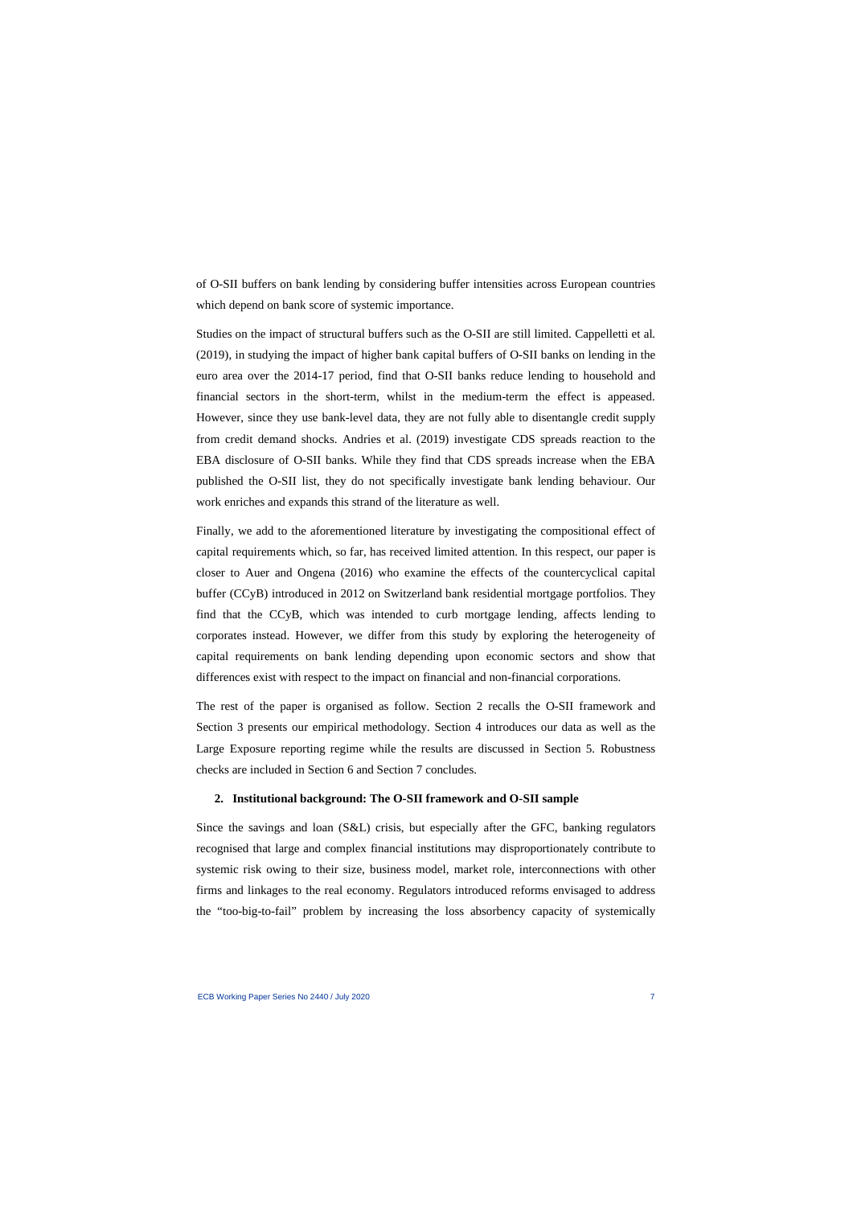of O-SII buffers on bank lending by considering buffer intensities across European countries which depend on bank score of systemic importance.

Studies on the impact of structural buffers such as the O-SII are still limited. Cappelletti et al. (2019), in studying the impact of higher bank capital buffers of O-SII banks on lending in the euro area over the 2014-17 period, find that O-SII banks reduce lending to household and financial sectors in the short-term, whilst in the medium-term the effect is appeased. However, since they use bank-level data, they are not fully able to disentangle credit supply from credit demand shocks. Andries et al. (2019) investigate CDS spreads reaction to the EBA disclosure of O-SII banks. While they find that CDS spreads increase when the EBA published the O-SII list, they do not specifically investigate bank lending behaviour. Our work enriches and expands this strand of the literature as well.

Finally, we add to the aforementioned literature by investigating the compositional effect of capital requirements which, so far, has received limited attention. In this respect, our paper is closer to Auer and Ongena (2016) who examine the effects of the countercyclical capital buffer (CCyB) introduced in 2012 on Switzerland bank residential mortgage portfolios. They find that the CCyB, which was intended to curb mortgage lending, affects lending to corporates instead. However, we differ from this study by exploring the heterogeneity of capital requirements on bank lending depending upon economic sectors and show that differences exist with respect to the impact on financial and non-financial corporations.

The rest of the paper is organised as follow. Section 2 recalls the O-SII framework and Section 3 presents our empirical methodology. Section 4 introduces our data as well as the Large Exposure reporting regime while the results are discussed in Section 5. Robustness checks are included in Section 6 and Section 7 concludes.

## 2. Institutional background: The O-SII framework and O-SII sample

Since the savings and loan (S&L) crisis, but especially after the GFC, banking regulators recognised that large and complex financial institutions may disproportionately contribute to systemic risk owing to their size, business model, market role, interconnections with other firms and linkages to the real economy. Regulators introduced reforms envisaged to address the "too-big-to-fail" problem by increasing the loss absorbency capacity of systemically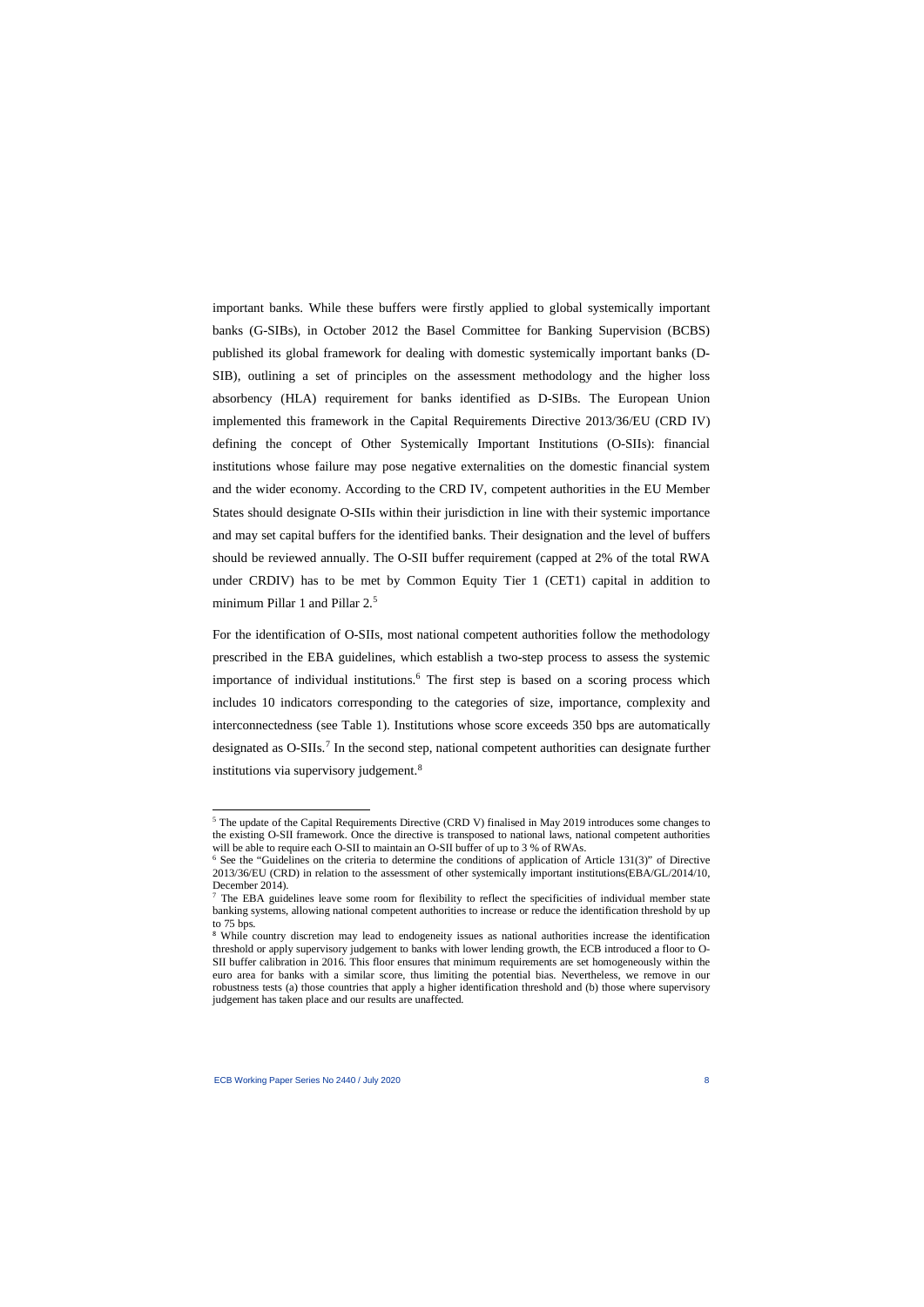important banks. While these buffers were firstly applied to global systemically important banks (G-SIBs), in October 2012 the Basel Committee for Banking Supervision (BCBS) published its global framework for dealing with domestic systemically important banks (D-SIB), outlining a set of principles on the assessment methodology and the higher loss absorbency (HLA) requirement for banks identified as D-SIBs. The European Union implemented this framework in the Capital Requirements Directive 2013/36/EU (CRD IV) defining the concept of Other Systemically Important Institutions (O-SIIs): financial institutions whose failure may pose negative externalities on the domestic financial system and the wider economy. According to the CRD IV, competent authorities in the EU Member States should designate O-SIIs within their jurisdiction in line with their systemic importance and may set capital buffers for the identified banks. Their designation and the level of buffers should be reviewed annually. The O-SII buffer requirement (capped at 2% of the total RWA under CRDIV) has to be met by Common Equity Tier 1 (CET1) capital in addition to minimum Pillar 1 and Pillar 2.[5]

For the identification of O-SIIs, most national competent authorities follow the methodology prescribed in the EBA guidelines, which establish a two-step process to assess the systemic importance of individual institutions.[6] The first step is based on a scoring process which includes 10 indicators corresponding to the categories of size, importance, complexity and interconnectedness (see Table 1). Institutions whose score exceeds 350 bps are automatically designated as O-SIIs.[7] In the second step, national competent authorities can designate further institutions via supervisory judgement.[8]

---

[5] The update of the Capital Requirements Directive (CRD V) finalised in May 2019 introduces some changes to the existing O-SII framework. Once the directive is transposed to national laws, national competent authorities will be able to require each O-SII to maintain an O-SII buffer of up to 3 % of RWAs.

[6] See the "Guidelines on the criteria to determine the conditions of application of Article 131(3)" of Directive 2013/36/EU (CRD) in relation to the assessment of other systemically important institutions(EBA/GL/2014/10, December 2014).

[7] The EBA guidelines leave some room for flexibility to reflect the specificities of individual member state banking systems, allowing national competent authorities to increase or reduce the identification threshold by up to 75 bps.

[8] While country discretion may lead to endogeneity issues as national authorities increase the identification threshold or apply supervisory judgement to banks with lower lending growth, the ECB introduced a floor to O-SII buffer calibration in 2016. This floor ensures that minimum requirements are set homogeneously within the euro area for banks with a similar score, thus limiting the potential bias. Nevertheless, we remove in our robustness tests (a) those countries that apply a higher identification threshold and (b) those where supervisory judgement has taken place and our results are unaffected.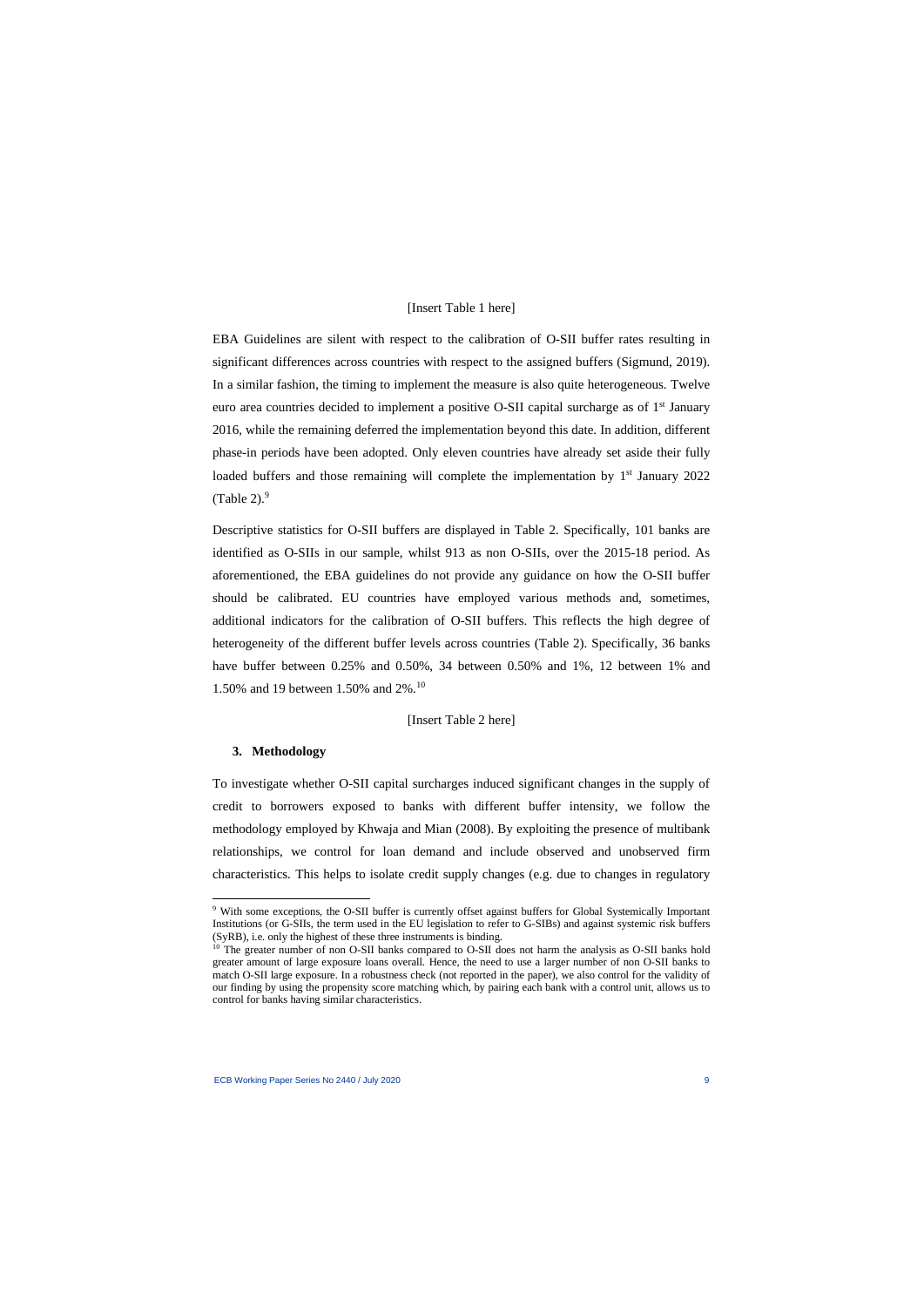[Insert Table 1 here]

EBA Guidelines are silent with respect to the calibration of O-SII buffer rates resulting in significant differences across countries with respect to the assigned buffers (Sigmund, 2019). In a similar fashion, the timing to implement the measure is also quite heterogeneous. Twelve euro area countries decided to implement a positive O-SII capital surcharge as of 1st January 2016, while the remaining deferred the implementation beyond this date. In addition, different phase-in periods have been adopted. Only eleven countries have already set aside their fully loaded buffers and those remaining will complete the implementation by 1st January 2022 (Table 2).[9]

Descriptive statistics for O-SII buffers are displayed in Table 2. Specifically, 101 banks are identified as O-SIIs in our sample, whilst 913 as non O-SIIs, over the 2015-18 period. As aforementioned, the EBA guidelines do not provide any guidance on how the O-SII buffer should be calibrated. EU countries have employed various methods and, sometimes, additional indicators for the calibration of O-SII buffers. This reflects the high degree of heterogeneity of the different buffer levels across countries (Table 2). Specifically, 36 banks have buffer between 0.25% and 0.50%, 34 between 0.50% and 1%, 12 between 1% and 1.50% and 19 between 1.50% and 2%.[10]

[Insert Table 2 here]

## 3. Methodology

To investigate whether O-SII capital surcharges induced significant changes in the supply of credit to borrowers exposed to banks with different buffer intensity, we follow the methodology employed by Khwaja and Mian (2008). By exploiting the presence of multibank relationships, we control for loan demand and include observed and unobserved firm characteristics. This helps to isolate credit supply changes (e.g. due to changes in regulatory

---

[9] With some exceptions, the O-SII buffer is currently offset against buffers for Global Systemically Important Institutions (or G-SIIs, the term used in the EU legislation to refer to G-SIBs) and against systemic risk buffers (SyRB), i.e. only the highest of these three instruments is binding.

[10] The greater number of non O-SII banks compared to O-SII does not harm the analysis as O-SII banks hold greater amount of large exposure loans overall. Hence, the need to use a larger number of non O-SII banks to match O-SII large exposure. In a robustness check (not reported in the paper), we also control for the validity of our finding by using the propensity score matching which, by pairing each bank with a control unit, allows us to control for banks having similar characteristics.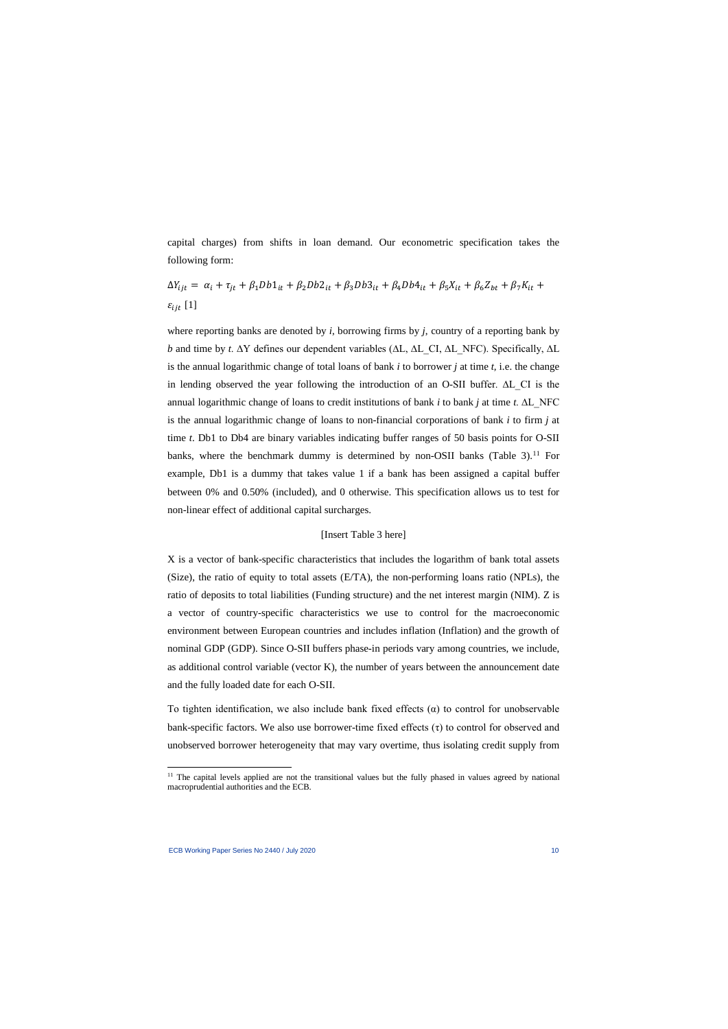capital charges) from shifts in loan demand. Our econometric specification takes the following form:

$$\Delta Y_{ijt} = \alpha_i + \tau_{jt} + \beta_1 Db1_{it} + \beta_2 Db2_{it} + \beta_3 Db3_{it} + \beta_4 Db4_{it} + \beta_5 X_{it} + \beta_6 Z_{bt} + \beta_7 K_{it} + \varepsilon_{ijt} \quad [1]$$

where reporting banks are denoted by *i*, borrowing firms by *j*, country of a reporting bank by *b* and time by *t*. ΔY defines our dependent variables (ΔL, ΔL_CI, ΔL_NFC). Specifically, ΔL is the annual logarithmic change of total loans of bank *i* to borrower *j* at time *t*, i.e. the change in lending observed the year following the introduction of an O-SII buffer. ΔL_CI is the annual logarithmic change of loans to credit institutions of bank *i* to bank *j* at time *t*. ΔL_NFC is the annual logarithmic change of loans to non-financial corporations of bank *i* to firm *j* at time *t*. Db1 to Db4 are binary variables indicating buffer ranges of 50 basis points for O-SII banks, where the benchmark dummy is determined by non-OSII banks (Table 3).[11] For example, Db1 is a dummy that takes value 1 if a bank has been assigned a capital buffer between 0% and 0.50% (included), and 0 otherwise. This specification allows us to test for non-linear effect of additional capital surcharges.

[Insert Table 3 here]

X is a vector of bank-specific characteristics that includes the logarithm of bank total assets (Size), the ratio of equity to total assets (E/TA), the non-performing loans ratio (NPLs), the ratio of deposits to total liabilities (Funding structure) and the net interest margin (NIM). Z is a vector of country-specific characteristics we use to control for the macroeconomic environment between European countries and includes inflation (Inflation) and the growth of nominal GDP (GDP). Since O-SII buffers phase-in periods vary among countries, we include, as additional control variable (vector K), the number of years between the announcement date and the fully loaded date for each O-SII.

To tighten identification, we also include bank fixed effects (α) to control for unobservable bank-specific factors. We also use borrower-time fixed effects (τ) to control for observed and unobserved borrower heterogeneity that may vary overtime, thus isolating credit supply from

[11] The capital levels applied are not the transitional values but the fully phased in values agreed by national macroprudential authorities and the ECB.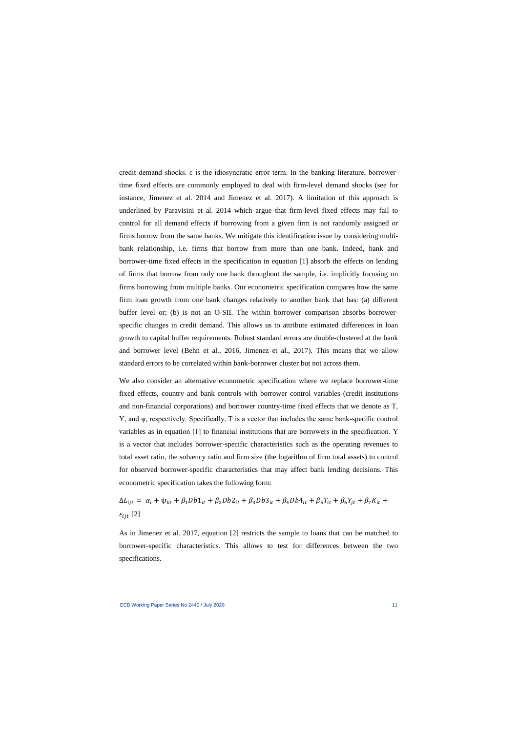credit demand shocks. ε is the idiosyncratic error term. In the banking literature, borrower-time fixed effects are commonly employed to deal with firm-level demand shocks (see for instance, Jimenez et al. 2014 and Jimenez et al. 2017). A limitation of this approach is underlined by Paravisini et al. 2014 which argue that firm-level fixed effects may fail to control for all demand effects if borrowing from a given firm is not randomly assigned or firms borrow from the same banks. We mitigate this identification issue by considering multi-bank relationship, i.e. firms that borrow from more than one bank. Indeed, bank and borrower-time fixed effects in the specification in equation [1] absorb the effects on lending of firms that borrow from only one bank throughout the sample, i.e. implicitly focusing on firms borrowing from multiple banks. Our econometric specification compares how the same firm loan growth from one bank changes relatively to another bank that has: (a) different buffer level or; (b) is not an O-SII. The within borrower comparison absorbs borrower-specific changes in credit demand. This allows us to attribute estimated differences in loan growth to capital buffer requirements. Robust standard errors are double-clustered at the bank and borrower level (Behn et al., 2016, Jimenez et al., 2017). This means that we allow standard errors to be correlated within bank-borrower cluster but not across them.

We also consider an alternative econometric specification where we replace borrower-time fixed effects, country and bank controls with borrower control variables (credit institutions and non-financial corporations) and borrower country-time fixed effects that we denote as T, Y, and ψ, respectively. Specifically, T is a vector that includes the same bank-specific control variables as in equation [1] to financial institutions that are borrowers in the specification. Y is a vector that includes borrower-specific characteristics such as the operating revenues to total asset ratio, the solvency ratio and firm size (the logarithm of firm total assets) to control for observed borrower-specific characteristics that may affect bank lending decisions. This econometric specification takes the following form:

$$\Delta L_{ijt} = \alpha_i + \psi_{bt} + \beta_1 Db1_{it} + \beta_2 Db2_{it} + \beta_3 Db3_{it} + \beta_4 Db4_{it} + \beta_5 T_{it} + \beta_6 Y_{jt} + \beta_7 K_{it} + \varepsilon_{ijt} \quad [2]$$

As in Jimenez et al. 2017, equation [2] restricts the sample to loans that can be matched to borrower-specific characteristics. This allows to test for differences between the two specifications.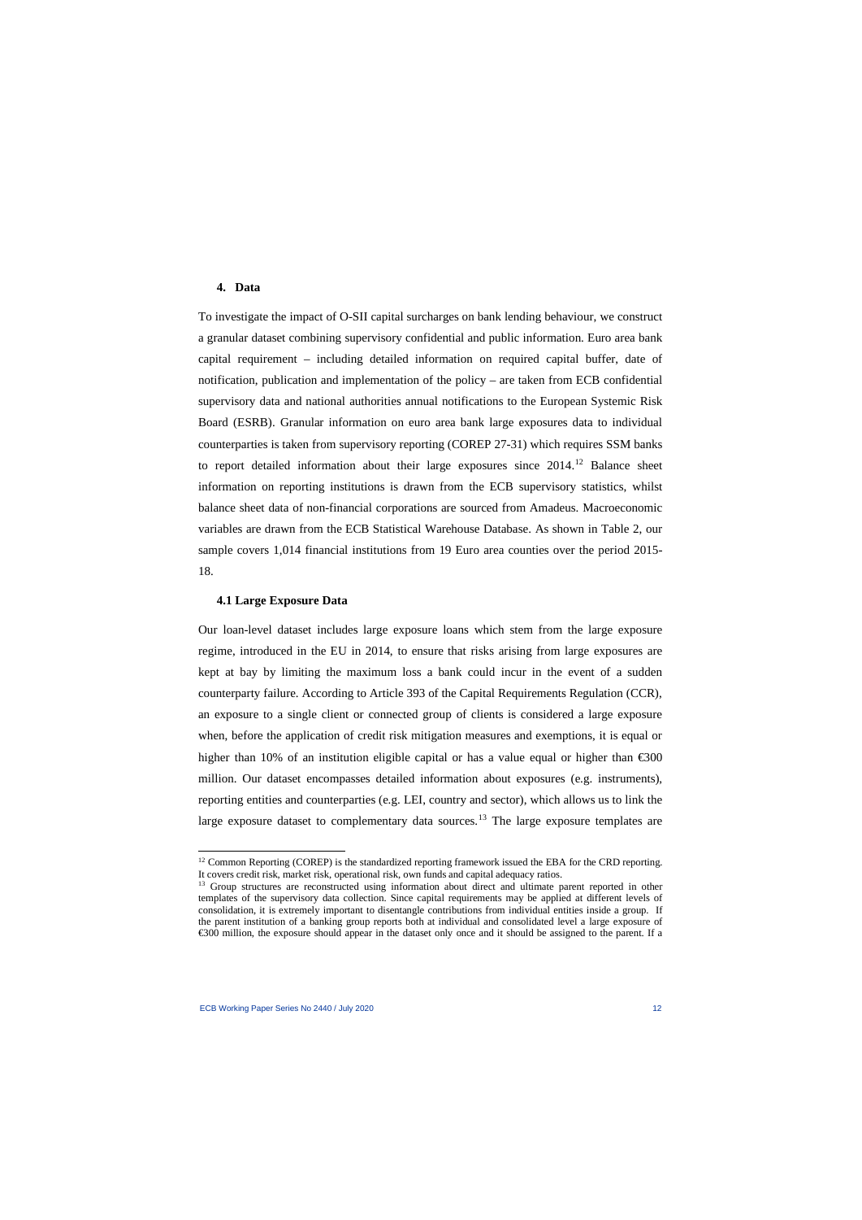## 4. Data

To investigate the impact of O-SII capital surcharges on bank lending behaviour, we construct a granular dataset combining supervisory confidential and public information. Euro area bank capital requirement – including detailed information on required capital buffer, date of notification, publication and implementation of the policy – are taken from ECB confidential supervisory data and national authorities annual notifications to the European Systemic Risk Board (ESRB). Granular information on euro area bank large exposures data to individual counterparties is taken from supervisory reporting (COREP 27-31) which requires SSM banks to report detailed information about their large exposures since 2014.[12] Balance sheet information on reporting institutions is drawn from the ECB supervisory statistics, whilst balance sheet data of non-financial corporations are sourced from Amadeus. Macroeconomic variables are drawn from the ECB Statistical Warehouse Database. As shown in Table 2, our sample covers 1,014 financial institutions from 19 Euro area counties over the period 2015-18.

### 4.1 Large Exposure Data

Our loan-level dataset includes large exposure loans which stem from the large exposure regime, introduced in the EU in 2014, to ensure that risks arising from large exposures are kept at bay by limiting the maximum loss a bank could incur in the event of a sudden counterparty failure. According to Article 393 of the Capital Requirements Regulation (CCR), an exposure to a single client or connected group of clients is considered a large exposure when, before the application of credit risk mitigation measures and exemptions, it is equal or higher than 10% of an institution eligible capital or has a value equal or higher than €300 million. Our dataset encompasses detailed information about exposures (e.g. instruments), reporting entities and counterparties (e.g. LEI, country and sector), which allows us to link the large exposure dataset to complementary data sources.[13] The large exposure templates are

---

[12] Common Reporting (COREP) is the standardized reporting framework issued the EBA for the CRD reporting. It covers credit risk, market risk, operational risk, own funds and capital adequacy ratios.

[13] Group structures are reconstructed using information about direct and ultimate parent reported in other templates of the supervisory data collection. Since capital requirements may be applied at different levels of consolidation, it is extremely important to disentangle contributions from individual entities inside a group. If the parent institution of a banking group reports both at individual and consolidated level a large exposure of €300 million, the exposure should appear in the dataset only once and it should be assigned to the parent. If a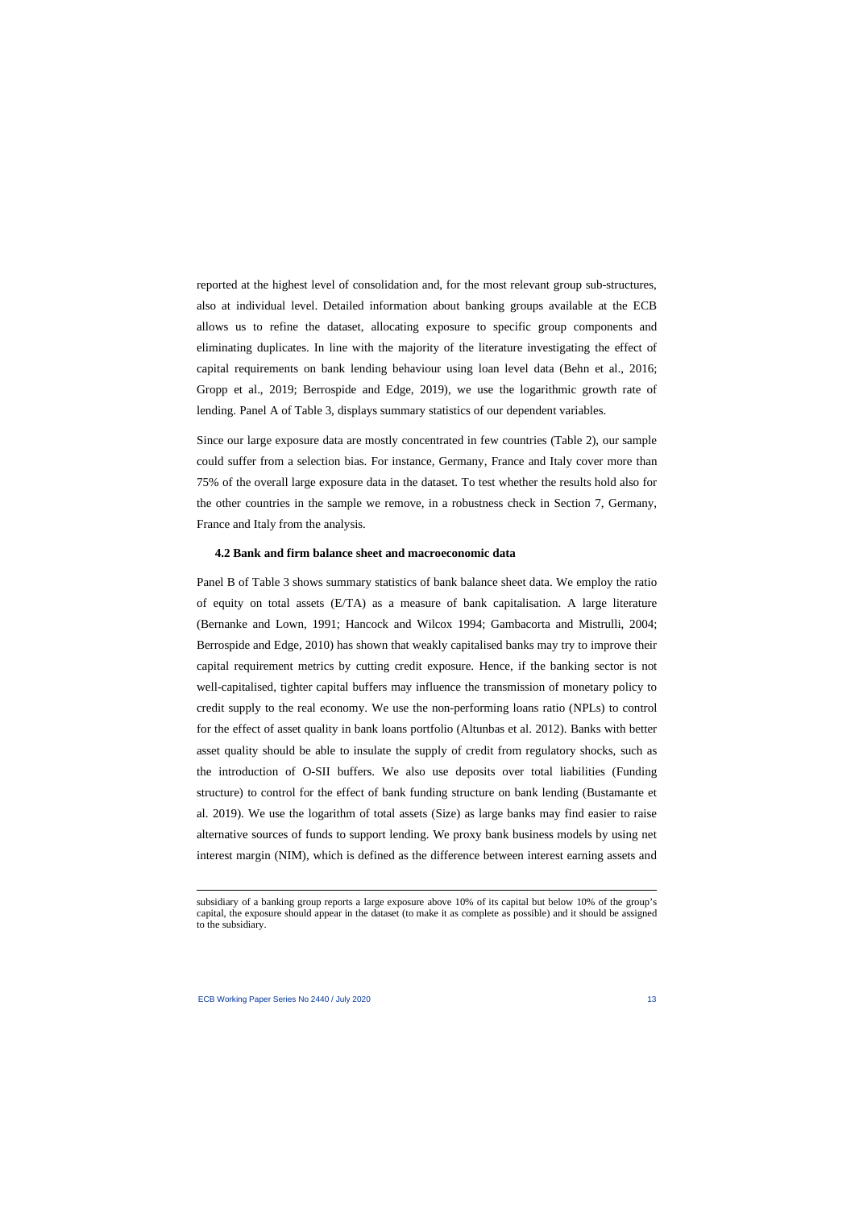reported at the highest level of consolidation and, for the most relevant group sub-structures, also at individual level. Detailed information about banking groups available at the ECB allows us to refine the dataset, allocating exposure to specific group components and eliminating duplicates. In line with the majority of the literature investigating the effect of capital requirements on bank lending behaviour using loan level data (Behn et al., 2016; Gropp et al., 2019; Berrospide and Edge, 2019), we use the logarithmic growth rate of lending. Panel A of Table 3, displays summary statistics of our dependent variables.

Since our large exposure data are mostly concentrated in few countries (Table 2), our sample could suffer from a selection bias. For instance, Germany, France and Italy cover more than 75% of the overall large exposure data in the dataset. To test whether the results hold also for the other countries in the sample we remove, in a robustness check in Section 7, Germany, France and Italy from the analysis.

### 4.2 Bank and firm balance sheet and macroeconomic data

Panel B of Table 3 shows summary statistics of bank balance sheet data. We employ the ratio of equity on total assets (E/TA) as a measure of bank capitalisation. A large literature (Bernanke and Lown, 1991; Hancock and Wilcox 1994; Gambacorta and Mistrulli, 2004; Berrospide and Edge, 2010) has shown that weakly capitalised banks may try to improve their capital requirement metrics by cutting credit exposure. Hence, if the banking sector is not well-capitalised, tighter capital buffers may influence the transmission of monetary policy to credit supply to the real economy. We use the non-performing loans ratio (NPLs) to control for the effect of asset quality in bank loans portfolio (Altunbas et al. 2012). Banks with better asset quality should be able to insulate the supply of credit from regulatory shocks, such as the introduction of O-SII buffers. We also use deposits over total liabilities (Funding structure) to control for the effect of bank funding structure on bank lending (Bustamante et al. 2019). We use the logarithm of total assets (Size) as large banks may find easier to raise alternative sources of funds to support lending. We proxy bank business models by using net interest margin (NIM), which is defined as the difference between interest earning assets and

---

subsidiary of a banking group reports a large exposure above 10% of its capital but below 10% of the group's capital, the exposure should appear in the dataset (to make it as complete as possible) and it should be assigned to the subsidiary.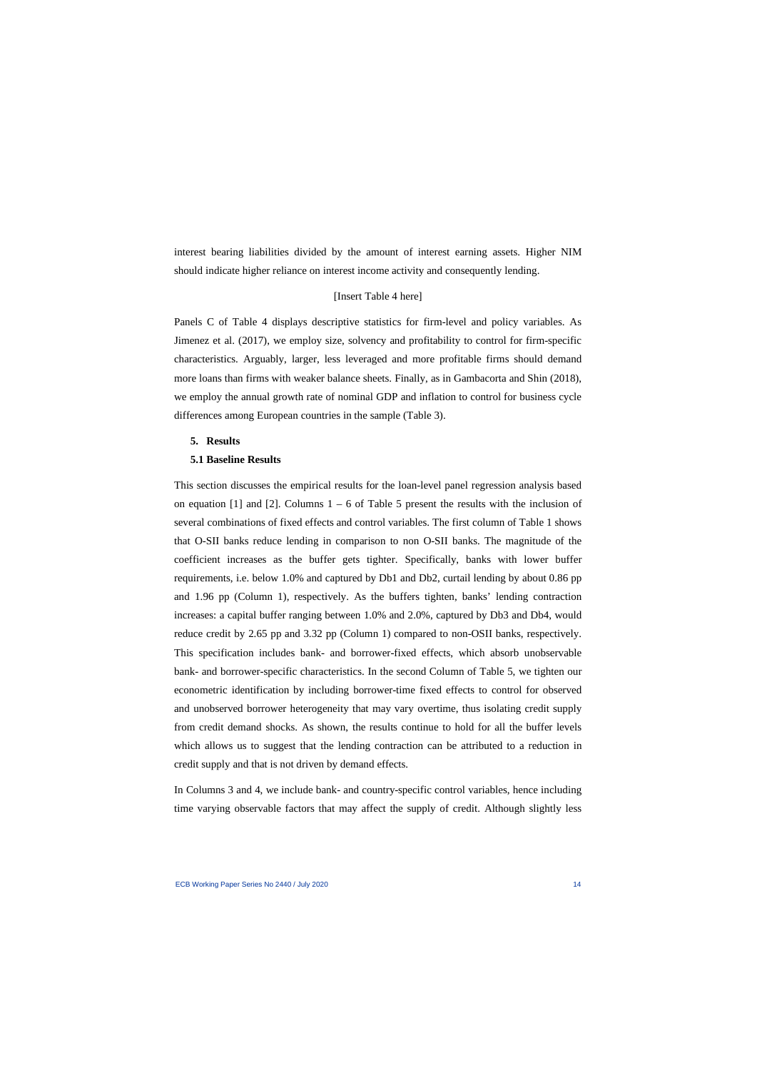interest bearing liabilities divided by the amount of interest earning assets. Higher NIM should indicate higher reliance on interest income activity and consequently lending.

[Insert Table 4 here]

Panels C of Table 4 displays descriptive statistics for firm-level and policy variables. As Jimenez et al. (2017), we employ size, solvency and profitability to control for firm-specific characteristics. Arguably, larger, less leveraged and more profitable firms should demand more loans than firms with weaker balance sheets. Finally, as in Gambacorta and Shin (2018), we employ the annual growth rate of nominal GDP and inflation to control for business cycle differences among European countries in the sample (Table 3).

## 5. Results

### 5.1 Baseline Results

This section discusses the empirical results for the loan-level panel regression analysis based on equation [1] and [2]. Columns 1 – 6 of Table 5 present the results with the inclusion of several combinations of fixed effects and control variables. The first column of Table 1 shows that O-SII banks reduce lending in comparison to non O-SII banks. The magnitude of the coefficient increases as the buffer gets tighter. Specifically, banks with lower buffer requirements, i.e. below 1.0% and captured by Db1 and Db2, curtail lending by about 0.86 pp and 1.96 pp (Column 1), respectively. As the buffers tighten, banks' lending contraction increases: a capital buffer ranging between 1.0% and 2.0%, captured by Db3 and Db4, would reduce credit by 2.65 pp and 3.32 pp (Column 1) compared to non-OSII banks, respectively. This specification includes bank- and borrower-fixed effects, which absorb unobservable bank- and borrower-specific characteristics. In the second Column of Table 5, we tighten our econometric identification by including borrower-time fixed effects to control for observed and unobserved borrower heterogeneity that may vary overtime, thus isolating credit supply from credit demand shocks. As shown, the results continue to hold for all the buffer levels which allows us to suggest that the lending contraction can be attributed to a reduction in credit supply and that is not driven by demand effects.

In Columns 3 and 4, we include bank- and country-specific control variables, hence including time varying observable factors that may affect the supply of credit. Although slightly less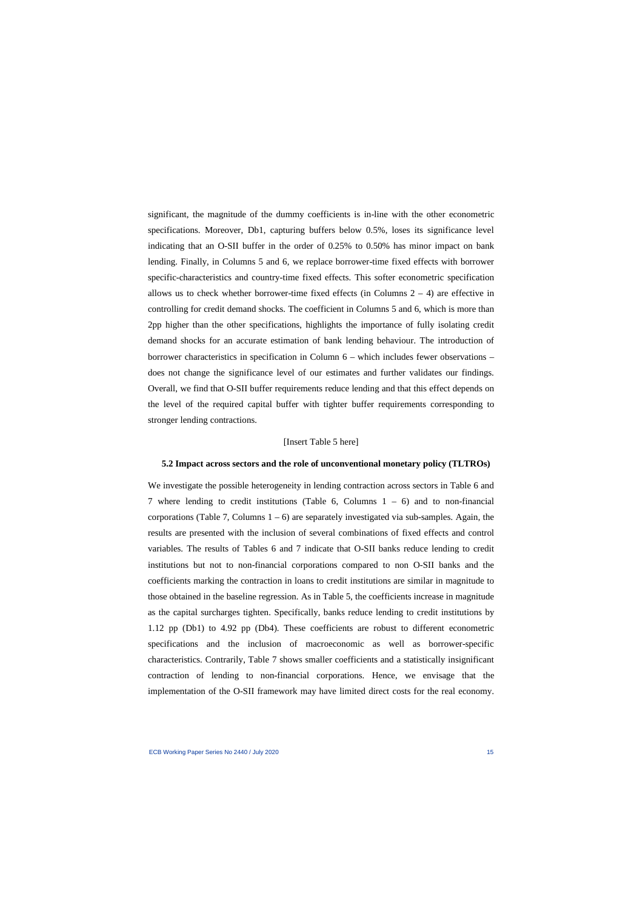significant, the magnitude of the dummy coefficients is in-line with the other econometric specifications. Moreover, Db1, capturing buffers below 0.5%, loses its significance level indicating that an O-SII buffer in the order of 0.25% to 0.50% has minor impact on bank lending. Finally, in Columns 5 and 6, we replace borrower-time fixed effects with borrower specific-characteristics and country-time fixed effects. This softer econometric specification allows us to check whether borrower-time fixed effects (in Columns 2 – 4) are effective in controlling for credit demand shocks. The coefficient in Columns 5 and 6, which is more than 2pp higher than the other specifications, highlights the importance of fully isolating credit demand shocks for an accurate estimation of bank lending behaviour. The introduction of borrower characteristics in specification in Column 6 – which includes fewer observations – does not change the significance level of our estimates and further validates our findings. Overall, we find that O-SII buffer requirements reduce lending and that this effect depends on the level of the required capital buffer with tighter buffer requirements corresponding to stronger lending contractions.

[Insert Table 5 here]

### 5.2 Impact across sectors and the role of unconventional monetary policy (TLTROs)

We investigate the possible heterogeneity in lending contraction across sectors in Table 6 and 7 where lending to credit institutions (Table 6, Columns 1 – 6) and to non-financial corporations (Table 7, Columns 1 – 6) are separately investigated via sub-samples. Again, the results are presented with the inclusion of several combinations of fixed effects and control variables. The results of Tables 6 and 7 indicate that O-SII banks reduce lending to credit institutions but not to non-financial corporations compared to non O-SII banks and the coefficients marking the contraction in loans to credit institutions are similar in magnitude to those obtained in the baseline regression. As in Table 5, the coefficients increase in magnitude as the capital surcharges tighten. Specifically, banks reduce lending to credit institutions by 1.12 pp (Db1) to 4.92 pp (Db4). These coefficients are robust to different econometric specifications and the inclusion of macroeconomic as well as borrower-specific characteristics. Contrarily, Table 7 shows smaller coefficients and a statistically insignificant contraction of lending to non-financial corporations. Hence, we envisage that the implementation of the O-SII framework may have limited direct costs for the real economy.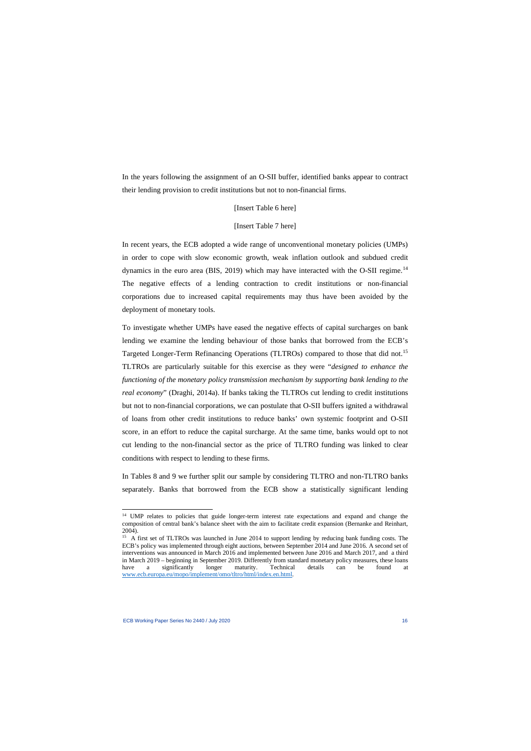In the years following the assignment of an O-SII buffer, identified banks appear to contract their lending provision to credit institutions but not to non-financial firms.

[Insert Table 6 here]

[Insert Table 7 here]

In recent years, the ECB adopted a wide range of unconventional monetary policies (UMPs) in order to cope with slow economic growth, weak inflation outlook and subdued credit dynamics in the euro area (BIS, 2019) which may have interacted with the O-SII regime.[14] The negative effects of a lending contraction to credit institutions or non-financial corporations due to increased capital requirements may thus have been avoided by the deployment of monetary tools.

To investigate whether UMPs have eased the negative effects of capital surcharges on bank lending we examine the lending behaviour of those banks that borrowed from the ECB's Targeted Longer-Term Refinancing Operations (TLTROs) compared to those that did not.[15] TLTROs are particularly suitable for this exercise as they were "*designed to enhance the functioning of the monetary policy transmission mechanism by supporting bank lending to the real economy*" (Draghi, 2014a). If banks taking the TLTROs cut lending to credit institutions but not to non-financial corporations, we can postulate that O-SII buffers ignited a withdrawal of loans from other credit institutions to reduce banks' own systemic footprint and O-SII score, in an effort to reduce the capital surcharge. At the same time, banks would opt to not cut lending to the non-financial sector as the price of TLTRO funding was linked to clear conditions with respect to lending to these firms.

In Tables 8 and 9 we further split our sample by considering TLTRO and non-TLTRO banks separately. Banks that borrowed from the ECB show a statistically significant lending

---

[14] UMP relates to policies that guide longer-term interest rate expectations and expand and change the composition of central bank's balance sheet with the aim to facilitate credit expansion (Bernanke and Reinhart, 2004).

[15] A first set of TLTROs was launched in June 2014 to support lending by reducing bank funding costs. The ECB's policy was implemented through eight auctions, between September 2014 and June 2016. A second set of interventions was announced in March 2016 and implemented between June 2016 and March 2017, and a third in March 2019 – beginning in September 2019. Differently from standard monetary policy measures, these loans have a significantly longer maturity. Technical details can be found at www.ecb.europa.eu/mopo/implement/omo/tltro/html/index.en.html.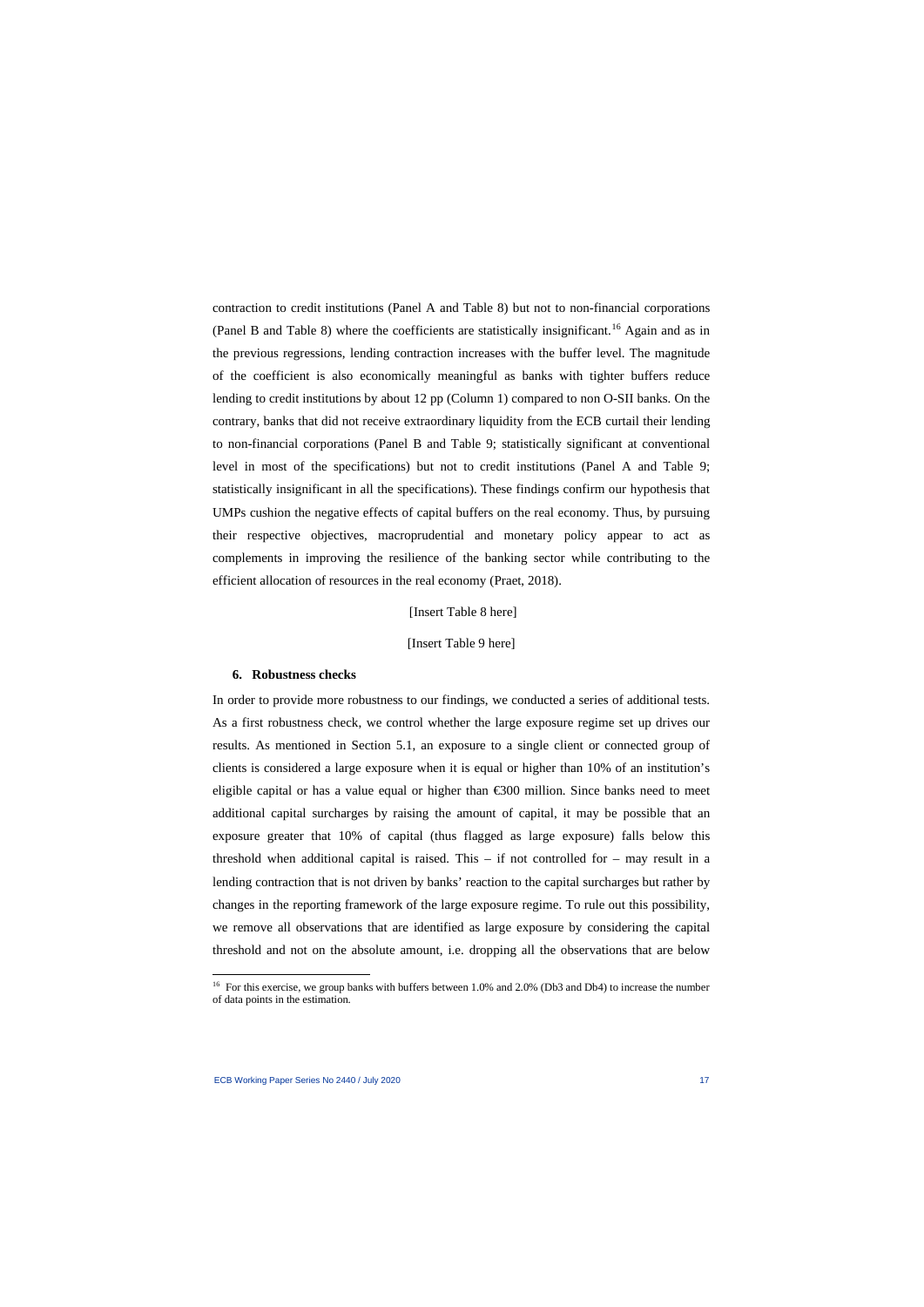contraction to credit institutions (Panel A and Table 8) but not to non-financial corporations (Panel B and Table 8) where the coefficients are statistically insignificant.[16] Again and as in the previous regressions, lending contraction increases with the buffer level. The magnitude of the coefficient is also economically meaningful as banks with tighter buffers reduce lending to credit institutions by about 12 pp (Column 1) compared to non O-SII banks. On the contrary, banks that did not receive extraordinary liquidity from the ECB curtail their lending to non-financial corporations (Panel B and Table 9; statistically significant at conventional level in most of the specifications) but not to credit institutions (Panel A and Table 9; statistically insignificant in all the specifications). These findings confirm our hypothesis that UMPs cushion the negative effects of capital buffers on the real economy. Thus, by pursuing their respective objectives, macroprudential and monetary policy appear to act as complements in improving the resilience of the banking sector while contributing to the efficient allocation of resources in the real economy (Praet, 2018).

[Insert Table 8 here]

[Insert Table 9 here]

## 6. Robustness checks

In order to provide more robustness to our findings, we conducted a series of additional tests. As a first robustness check, we control whether the large exposure regime set up drives our results. As mentioned in Section 5.1, an exposure to a single client or connected group of clients is considered a large exposure when it is equal or higher than 10% of an institution's eligible capital or has a value equal or higher than €300 million. Since banks need to meet additional capital surcharges by raising the amount of capital, it may be possible that an exposure greater that 10% of capital (thus flagged as large exposure) falls below this threshold when additional capital is raised. This – if not controlled for – may result in a lending contraction that is not driven by banks' reaction to the capital surcharges but rather by changes in the reporting framework of the large exposure regime. To rule out this possibility, we remove all observations that are identified as large exposure by considering the capital threshold and not on the absolute amount, i.e. dropping all the observations that are below

[16] For this exercise, we group banks with buffers between 1.0% and 2.0% (Db3 and Db4) to increase the number of data points in the estimation.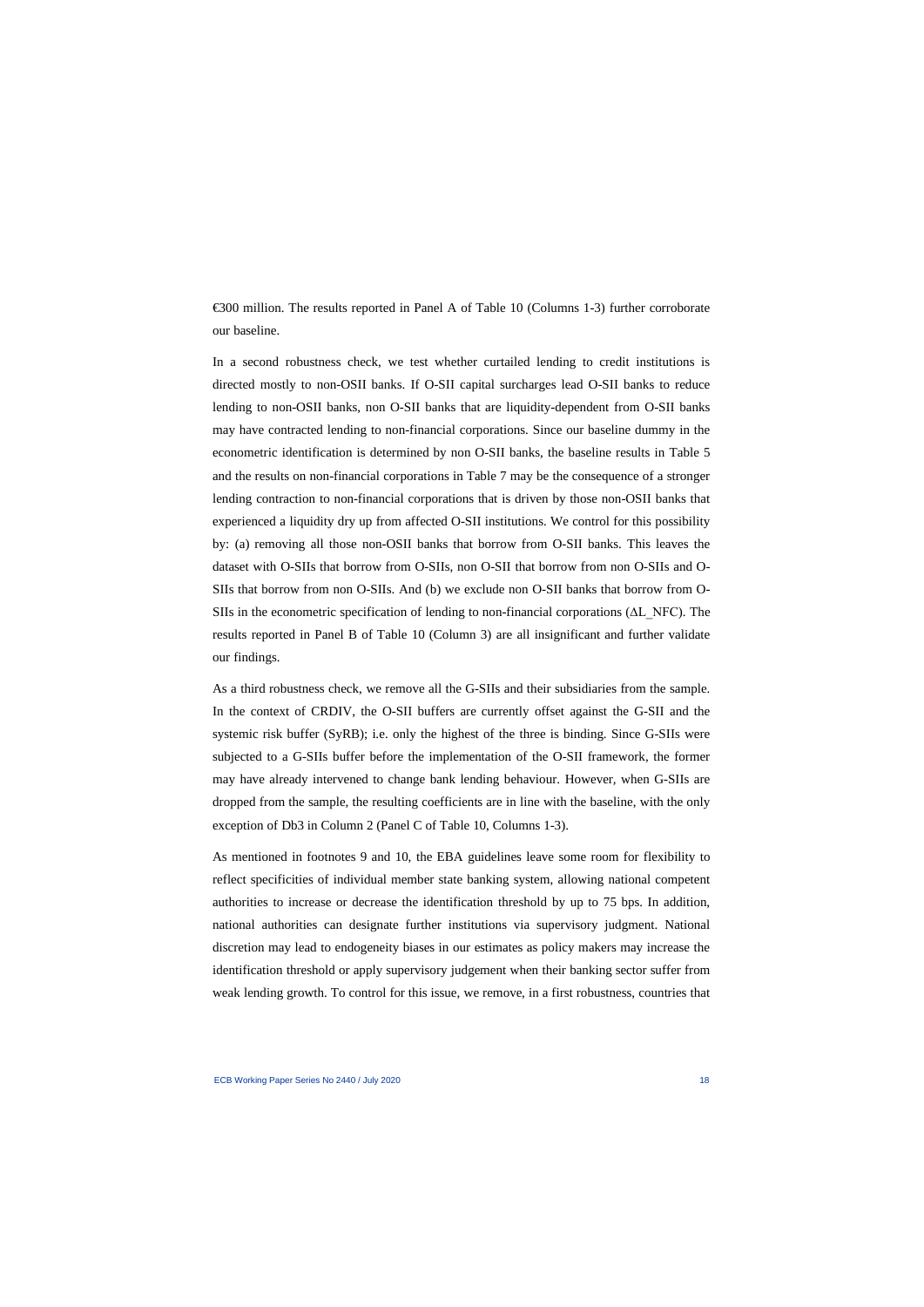€300 million. The results reported in Panel A of Table 10 (Columns 1-3) further corroborate our baseline.

In a second robustness check, we test whether curtailed lending to credit institutions is directed mostly to non-OSII banks. If O-SII capital surcharges lead O-SII banks to reduce lending to non-OSII banks, non O-SII banks that are liquidity-dependent from O-SII banks may have contracted lending to non-financial corporations. Since our baseline dummy in the econometric identification is determined by non O-SII banks, the baseline results in Table 5 and the results on non-financial corporations in Table 7 may be the consequence of a stronger lending contraction to non-financial corporations that is driven by those non-OSII banks that experienced a liquidity dry up from affected O-SII institutions. We control for this possibility by: (a) removing all those non-OSII banks that borrow from O-SII banks. This leaves the dataset with O-SIIs that borrow from O-SIIs, non O-SII that borrow from non O-SIIs and O-SIIs that borrow from non O-SIIs. And (b) we exclude non O-SII banks that borrow from O-SIIs in the econometric specification of lending to non-financial corporations ($\Delta L\_NFC$). The results reported in Panel B of Table 10 (Column 3) are all insignificant and further validate our findings.

As a third robustness check, we remove all the G-SIIs and their subsidiaries from the sample. In the context of CRDIV, the O-SII buffers are currently offset against the G-SII and the systemic risk buffer (SyRB); i.e. only the highest of the three is binding. Since G-SIIs were subjected to a G-SIIs buffer before the implementation of the O-SII framework, the former may have already intervened to change bank lending behaviour. However, when G-SIIs are dropped from the sample, the resulting coefficients are in line with the baseline, with the only exception of Db3 in Column 2 (Panel C of Table 10, Columns 1-3).

As mentioned in footnotes 9 and 10, the EBA guidelines leave some room for flexibility to reflect specificities of individual member state banking system, allowing national competent authorities to increase or decrease the identification threshold by up to 75 bps. In addition, national authorities can designate further institutions via supervisory judgment. National discretion may lead to endogeneity biases in our estimates as policy makers may increase the identification threshold or apply supervisory judgement when their banking sector suffer from weak lending growth. To control for this issue, we remove, in a first robustness, countries that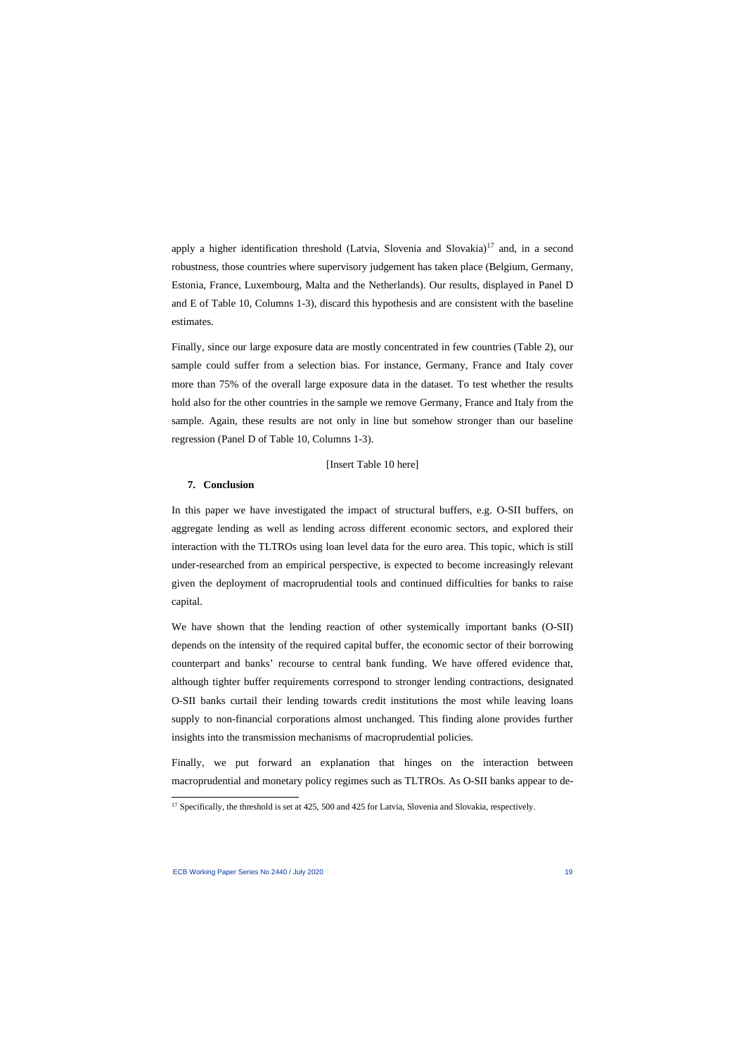apply a higher identification threshold (Latvia, Slovenia and Slovakia)[17] and, in a second robustness, those countries where supervisory judgement has taken place (Belgium, Germany, Estonia, France, Luxembourg, Malta and the Netherlands). Our results, displayed in Panel D and E of Table 10, Columns 1-3), discard this hypothesis and are consistent with the baseline estimates.

Finally, since our large exposure data are mostly concentrated in few countries (Table 2), our sample could suffer from a selection bias. For instance, Germany, France and Italy cover more than 75% of the overall large exposure data in the dataset. To test whether the results hold also for the other countries in the sample we remove Germany, France and Italy from the sample. Again, these results are not only in line but somehow stronger than our baseline regression (Panel D of Table 10, Columns 1-3).

[Insert Table 10 here]

## 7. Conclusion

In this paper we have investigated the impact of structural buffers, e.g. O-SII buffers, on aggregate lending as well as lending across different economic sectors, and explored their interaction with the TLTROs using loan level data for the euro area. This topic, which is still under-researched from an empirical perspective, is expected to become increasingly relevant given the deployment of macroprudential tools and continued difficulties for banks to raise capital.

We have shown that the lending reaction of other systemically important banks (O-SII) depends on the intensity of the required capital buffer, the economic sector of their borrowing counterpart and banks' recourse to central bank funding. We have offered evidence that, although tighter buffer requirements correspond to stronger lending contractions, designated O-SII banks curtail their lending towards credit institutions the most while leaving loans supply to non-financial corporations almost unchanged. This finding alone provides further insights into the transmission mechanisms of macroprudential policies.

Finally, we put forward an explanation that hinges on the interaction between macroprudential and monetary policy regimes such as TLTROs. As O-SII banks appear to de-

[17] Specifically, the threshold is set at 425, 500 and 425 for Latvia, Slovenia and Slovakia, respectively.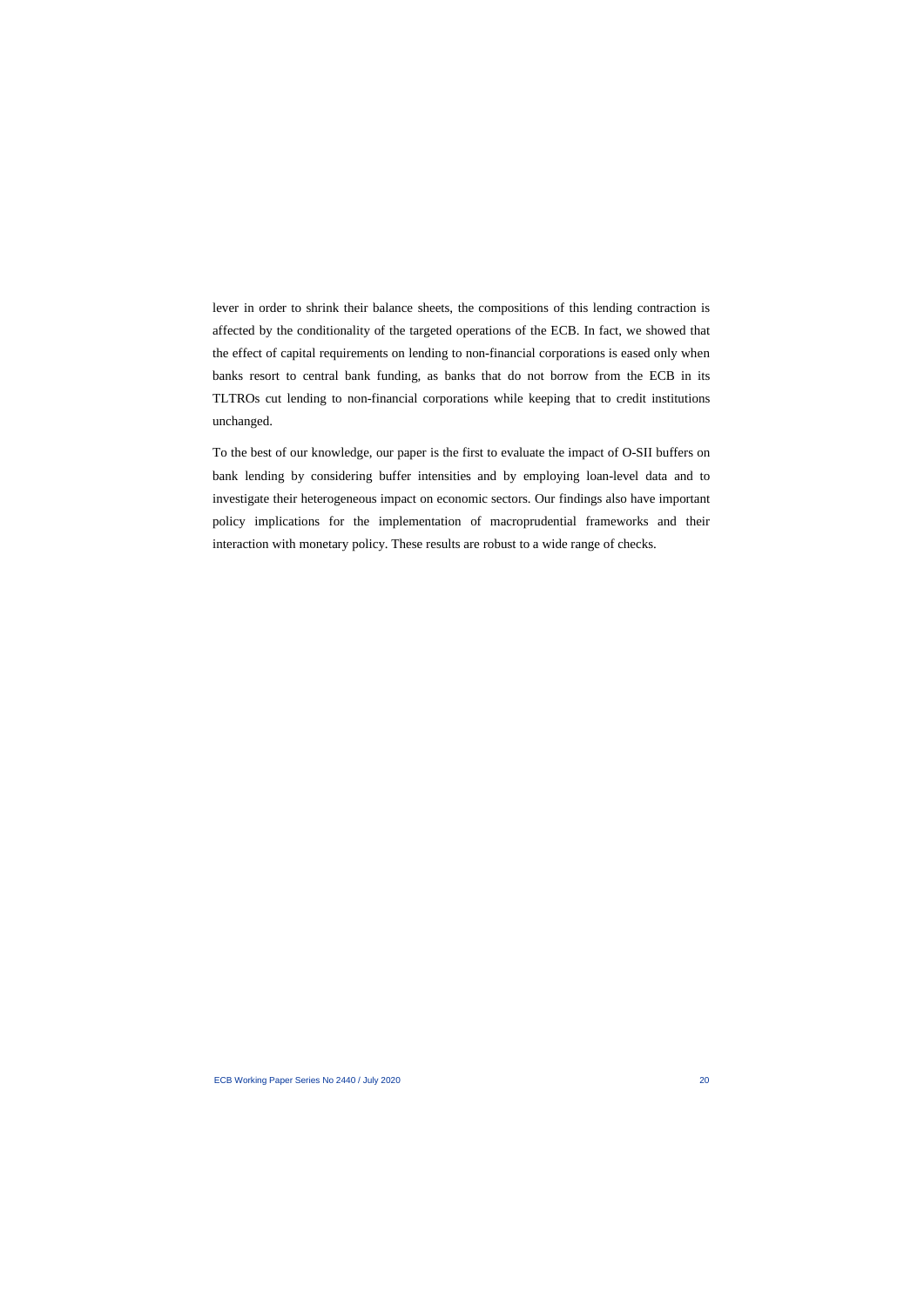lever in order to shrink their balance sheets, the compositions of this lending contraction is affected by the conditionality of the targeted operations of the ECB. In fact, we showed that the effect of capital requirements on lending to non-financial corporations is eased only when banks resort to central bank funding, as banks that do not borrow from the ECB in its TLTROs cut lending to non-financial corporations while keeping that to credit institutions unchanged.

To the best of our knowledge, our paper is the first to evaluate the impact of O-SII buffers on bank lending by considering buffer intensities and by employing loan-level data and to investigate their heterogeneous impact on economic sectors. Our findings also have important policy implications for the implementation of macroprudential frameworks and their interaction with monetary policy. These results are robust to a wide range of checks.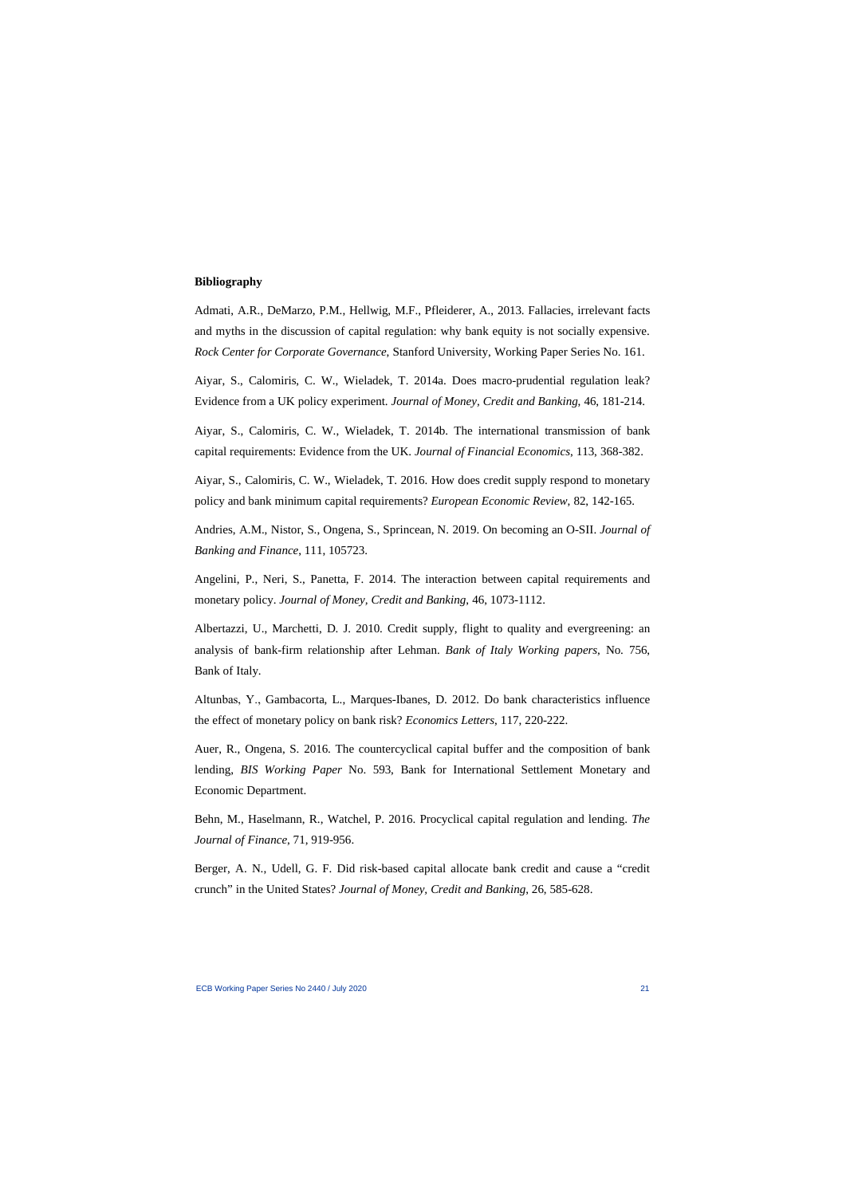**Bibliography**

Admati, A.R., DeMarzo, P.M., Hellwig, M.F., Pfleiderer, A., 2013. Fallacies, irrelevant facts and myths in the discussion of capital regulation: why bank equity is not socially expensive. *Rock Center for Corporate Governance*, Stanford University, Working Paper Series No. 161.

Aiyar, S., Calomiris, C. W., Wieladek, T. 2014a. Does macro-prudential regulation leak? Evidence from a UK policy experiment. *Journal of Money, Credit and Banking*, 46, 181-214.

Aiyar, S., Calomiris, C. W., Wieladek, T. 2014b. The international transmission of bank capital requirements: Evidence from the UK. *Journal of Financial Economics*, 113, 368-382.

Aiyar, S., Calomiris, C. W., Wieladek, T. 2016. How does credit supply respond to monetary policy and bank minimum capital requirements? *European Economic Review*, 82, 142-165.

Andries, A.M., Nistor, S., Ongena, S., Sprincean, N. 2019. On becoming an O-SII. *Journal of Banking and Finance*, 111, 105723.

Angelini, P., Neri, S., Panetta, F. 2014. The interaction between capital requirements and monetary policy. *Journal of Money, Credit and Banking*, 46, 1073-1112.

Albertazzi, U., Marchetti, D. J. 2010. Credit supply, flight to quality and evergreening: an analysis of bank-firm relationship after Lehman. *Bank of Italy Working papers*, No. 756, Bank of Italy.

Altunbas, Y., Gambacorta, L., Marques-Ibanes, D. 2012. Do bank characteristics influence the effect of monetary policy on bank risk? *Economics Letters*, 117, 220-222.

Auer, R., Ongena, S. 2016. The countercyclical capital buffer and the composition of bank lending, *BIS Working Paper* No. 593, Bank for International Settlement Monetary and Economic Department.

Behn, M., Haselmann, R., Watchel, P. 2016. Procyclical capital regulation and lending. *The Journal of Finance*, 71, 919-956.

Berger, A. N., Udell, G. F. Did risk-based capital allocate bank credit and cause a "credit crunch" in the United States? *Journal of Money, Credit and Banking*, 26, 585-628.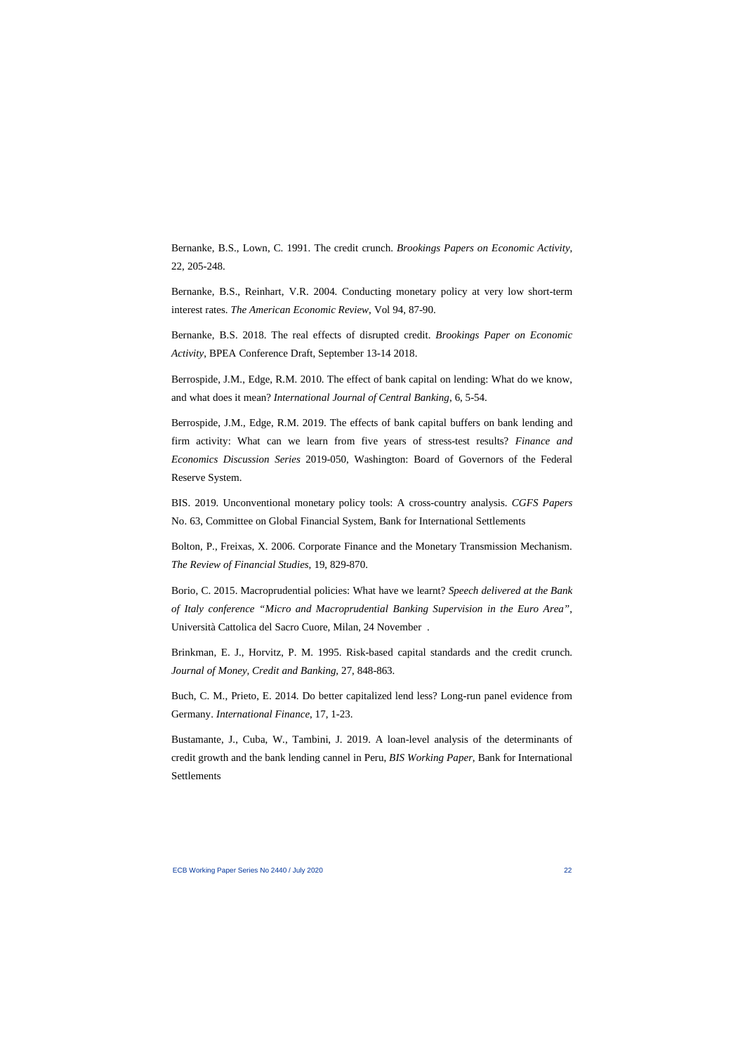Bernanke, B.S., Lown, C. 1991. The credit crunch. *Brookings Papers on Economic Activity*, 22, 205-248.

Bernanke, B.S., Reinhart, V.R. 2004. Conducting monetary policy at very low short-term interest rates. *The American Economic Review*, Vol 94, 87-90.

Bernanke, B.S. 2018. The real effects of disrupted credit. *Brookings Paper on Economic Activity*, BPEA Conference Draft, September 13-14 2018.

Berrospide, J.M., Edge, R.M. 2010. The effect of bank capital on lending: What do we know, and what does it mean? *International Journal of Central Banking*, 6, 5-54.

Berrospide, J.M., Edge, R.M. 2019. The effects of bank capital buffers on bank lending and firm activity: What can we learn from five years of stress-test results? *Finance and Economics Discussion Series* 2019-050, Washington: Board of Governors of the Federal Reserve System.

BIS. 2019. Unconventional monetary policy tools: A cross-country analysis. *CGFS Papers* No. 63, Committee on Global Financial System, Bank for International Settlements

Bolton, P., Freixas, X. 2006. Corporate Finance and the Monetary Transmission Mechanism. *The Review of Financial Studies*, 19, 829-870.

Borio, C. 2015. Macroprudential policies: What have we learnt? *Speech delivered at the Bank of Italy conference "Micro and Macroprudential Banking Supervision in the Euro Area"*, Università Cattolica del Sacro Cuore, Milan, 24 November .

Brinkman, E. J., Horvitz, P. M. 1995. Risk-based capital standards and the credit crunch. *Journal of Money, Credit and Banking*, 27, 848-863.

Buch, C. M., Prieto, E. 2014. Do better capitalized lend less? Long-run panel evidence from Germany. *International Finance*, 17, 1-23.

Bustamante, J., Cuba, W., Tambini, J. 2019. A loan-level analysis of the determinants of credit growth and the bank lending cannel in Peru, *BIS Working Paper*, Bank for International Settlements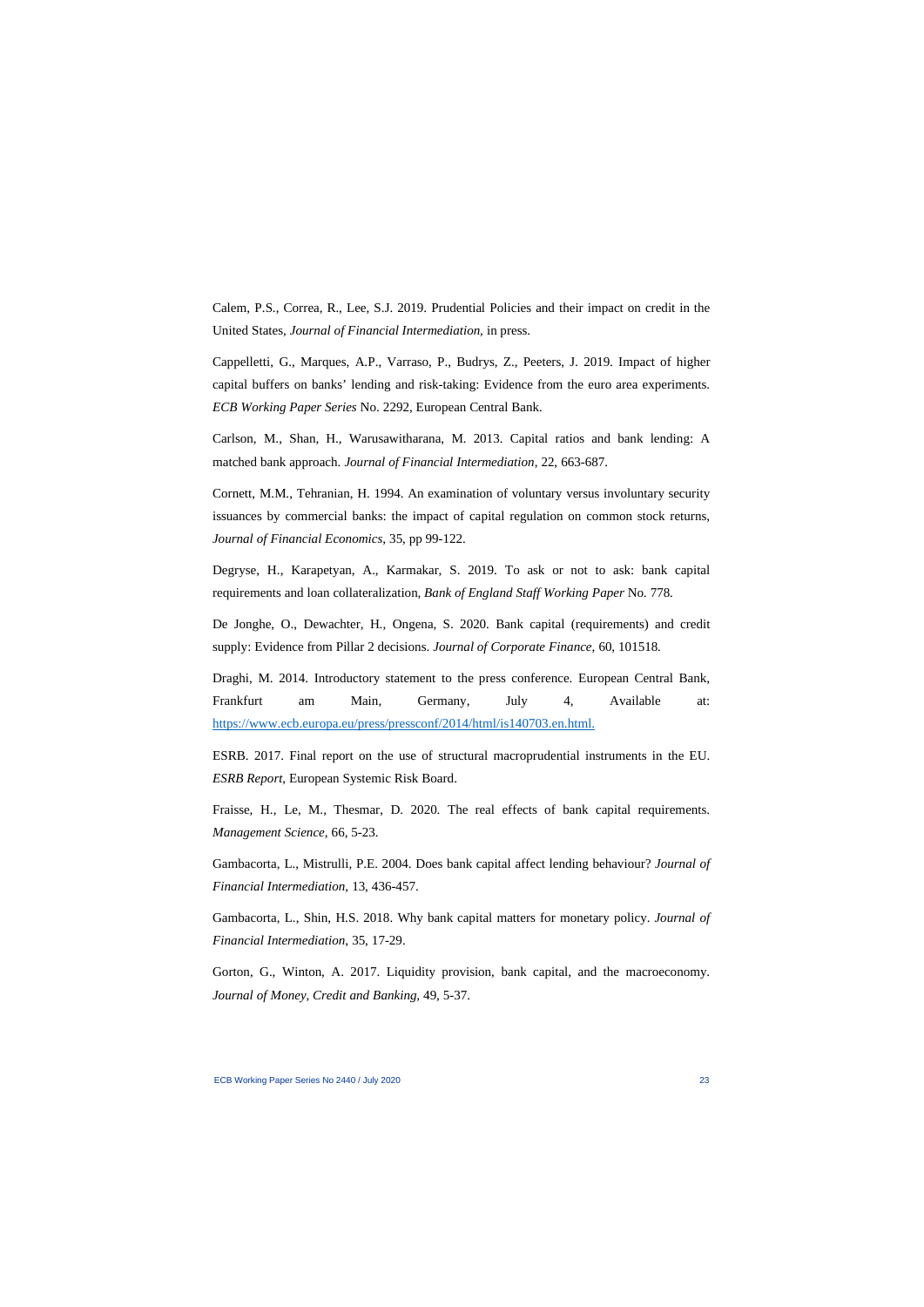Calem, P.S., Correa, R., Lee, S.J. 2019. Prudential Policies and their impact on credit in the United States, *Journal of Financial Intermediation*, in press.

Cappelletti, G., Marques, A.P., Varraso, P., Budrys, Z., Peeters, J. 2019. Impact of higher capital buffers on banks' lending and risk-taking: Evidence from the euro area experiments. *ECB Working Paper Series* No. 2292, European Central Bank.

Carlson, M., Shan, H., Warusawitharana, M. 2013. Capital ratios and bank lending: A matched bank approach. *Journal of Financial Intermediation*, 22, 663-687.

Cornett, M.M., Tehranian, H. 1994. An examination of voluntary versus involuntary security issuances by commercial banks: the impact of capital regulation on common stock returns, *Journal of Financial Economics*, 35, pp 99-122.

Degryse, H., Karapetyan, A., Karmakar, S. 2019. To ask or not to ask: bank capital requirements and loan collateralization, *Bank of England Staff Working Paper* No. 778.

De Jonghe, O., Dewachter, H., Ongena, S. 2020. Bank capital (requirements) and credit supply: Evidence from Pillar 2 decisions. *Journal of Corporate Finance*, 60, 101518.

Draghi, M. 2014. Introductory statement to the press conference. European Central Bank, Frankfurt am Main, Germany, July 4, Available at: [https://www.ecb.europa.eu/press/pressconf/2014/html/is140703.en.html.](https://www.ecb.europa.eu/press/pressconf/2014/html/is140703.en.html)

ESRB. 2017. Final report on the use of structural macroprudential instruments in the EU. *ESRB Report*, European Systemic Risk Board.

Fraisse, H., Le, M., Thesmar, D. 2020. The real effects of bank capital requirements. *Management Science*, 66, 5-23.

Gambacorta, L., Mistrulli, P.E. 2004. Does bank capital affect lending behaviour? *Journal of Financial Intermediation*, 13, 436-457.

Gambacorta, L., Shin, H.S. 2018. Why bank capital matters for monetary policy. *Journal of Financial Intermediation*, 35, 17-29.

Gorton, G., Winton, A. 2017. Liquidity provision, bank capital, and the macroeconomy. *Journal of Money, Credit and Banking*, 49, 5-37.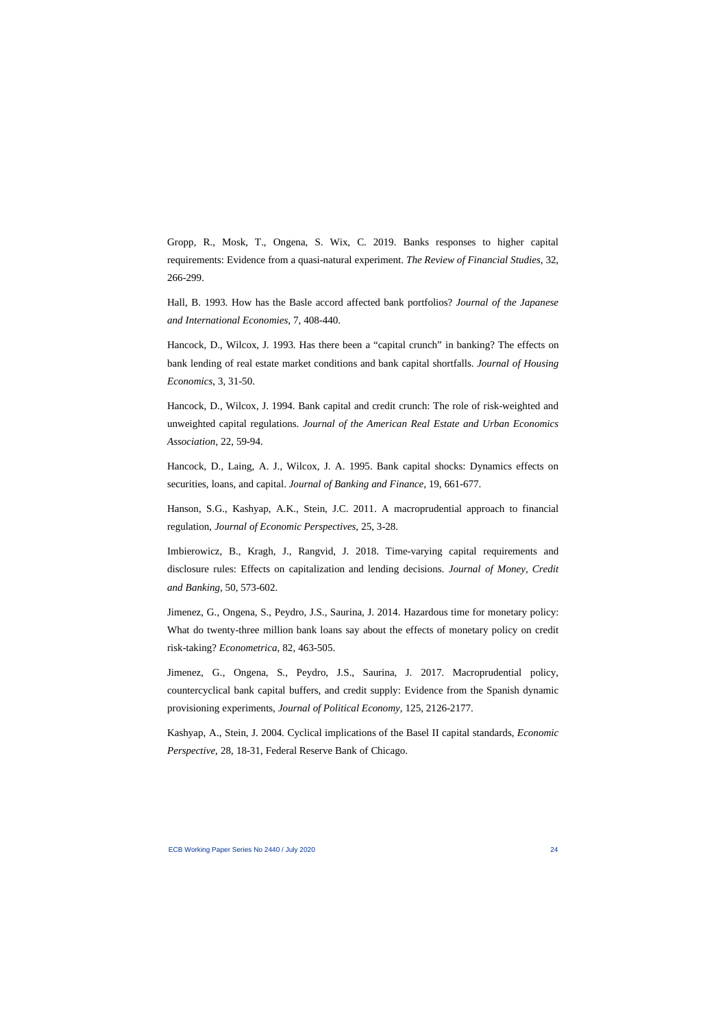Gropp, R., Mosk, T., Ongena, S. Wix, C. 2019. Banks responses to higher capital requirements: Evidence from a quasi-natural experiment. *The Review of Financial Studies*, 32, 266-299.

Hall, B. 1993. How has the Basle accord affected bank portfolios? *Journal of the Japanese and International Economies*, 7, 408-440.

Hancock, D., Wilcox, J. 1993. Has there been a "capital crunch" in banking? The effects on bank lending of real estate market conditions and bank capital shortfalls. *Journal of Housing Economics*, 3, 31-50.

Hancock, D., Wilcox, J. 1994. Bank capital and credit crunch: The role of risk-weighted and unweighted capital regulations. *Journal of the American Real Estate and Urban Economics Association*, 22, 59-94.

Hancock, D., Laing, A. J., Wilcox, J. A. 1995. Bank capital shocks: Dynamics effects on securities, loans, and capital. *Journal of Banking and Finance*, 19, 661-677.

Hanson, S.G., Kashyap, A.K., Stein, J.C. 2011. A macroprudential approach to financial regulation, *Journal of Economic Perspectives*, 25, 3-28.

Imbierowicz, B., Kragh, J., Rangvid, J. 2018. Time-varying capital requirements and disclosure rules: Effects on capitalization and lending decisions. *Journal of Money, Credit and Banking*, 50, 573-602.

Jimenez, G., Ongena, S., Peydro, J.S., Saurina, J. 2014. Hazardous time for monetary policy: What do twenty-three million bank loans say about the effects of monetary policy on credit risk-taking? *Econometrica*, 82, 463-505.

Jimenez, G., Ongena, S., Peydro, J.S., Saurina, J. 2017. Macroprudential policy, countercyclical bank capital buffers, and credit supply: Evidence from the Spanish dynamic provisioning experiments, *Journal of Political Economy*, 125, 2126-2177.

Kashyap, A., Stein, J. 2004. Cyclical implications of the Basel II capital standards, *Economic Perspective*, 28, 18-31, Federal Reserve Bank of Chicago.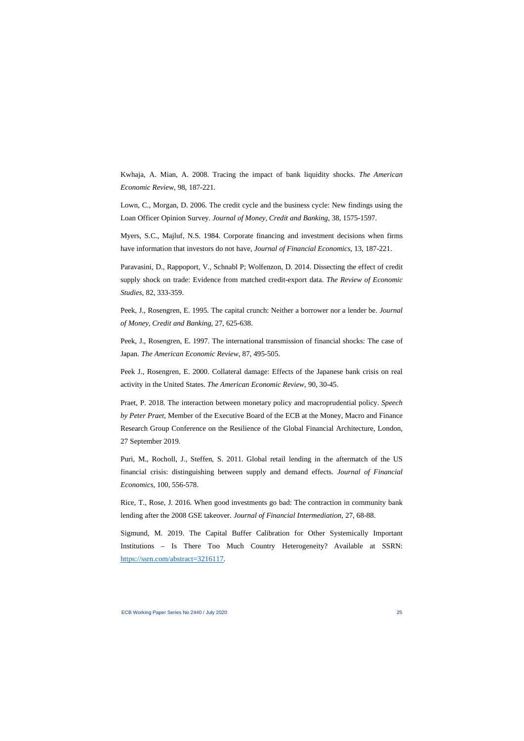Kwhaja, A. Mian, A. 2008. Tracing the impact of bank liquidity shocks. *The American Economic Review*, 98, 187-221.

Lown, C., Morgan, D. 2006. The credit cycle and the business cycle: New findings using the Loan Officer Opinion Survey. *Journal of Money, Credit and Banking*, 38, 1575-1597.

Myers, S.C., Majluf, N.S. 1984. Corporate financing and investment decisions when firms have information that investors do not have, *Journal of Financial Economics*, 13, 187-221.

Paravasini, D., Rappoport, V., Schnabl P; Wolfenzon, D. 2014. Dissecting the effect of credit supply shock on trade: Evidence from matched credit-export data. *The Review of Economic Studies*, 82, 333-359.

Peek, J., Rosengren, E. 1995. The capital crunch: Neither a borrower nor a lender be. *Journal of Money, Credit and Banking*, 27, 625-638.

Peek, J., Rosengren, E. 1997. The international transmission of financial shocks: The case of Japan. *The American Economic Review*, 87, 495-505.

Peek J., Rosengren, E. 2000. Collateral damage: Effects of the Japanese bank crisis on real activity in the United States. *The American Economic Review*, 90, 30-45.

Praet, P. 2018. The interaction between monetary policy and macroprudential policy. *Speech by Peter Praet*, Member of the Executive Board of the ECB at the Money, Macro and Finance Research Group Conference on the Resilience of the Global Financial Architecture, London, 27 September 2019.

Puri, M., Rocholl, J., Steffen, S. 2011. Global retail lending in the aftermatch of the US financial crisis: distinguishing between supply and demand effects. *Journal of Financial Economics*, 100, 556-578.

Rice, T., Rose, J. 2016. When good investments go bad: The contraction in community bank lending after the 2008 GSE takeover. *Journal of Financial Intermediation*, 27, 68-88.

Sigmund, M. 2019. The Capital Buffer Calibration for Other Systemically Important Institutions – Is There Too Much Country Heterogeneity? Available at SSRN: https://ssrn.com/abstract=3216117.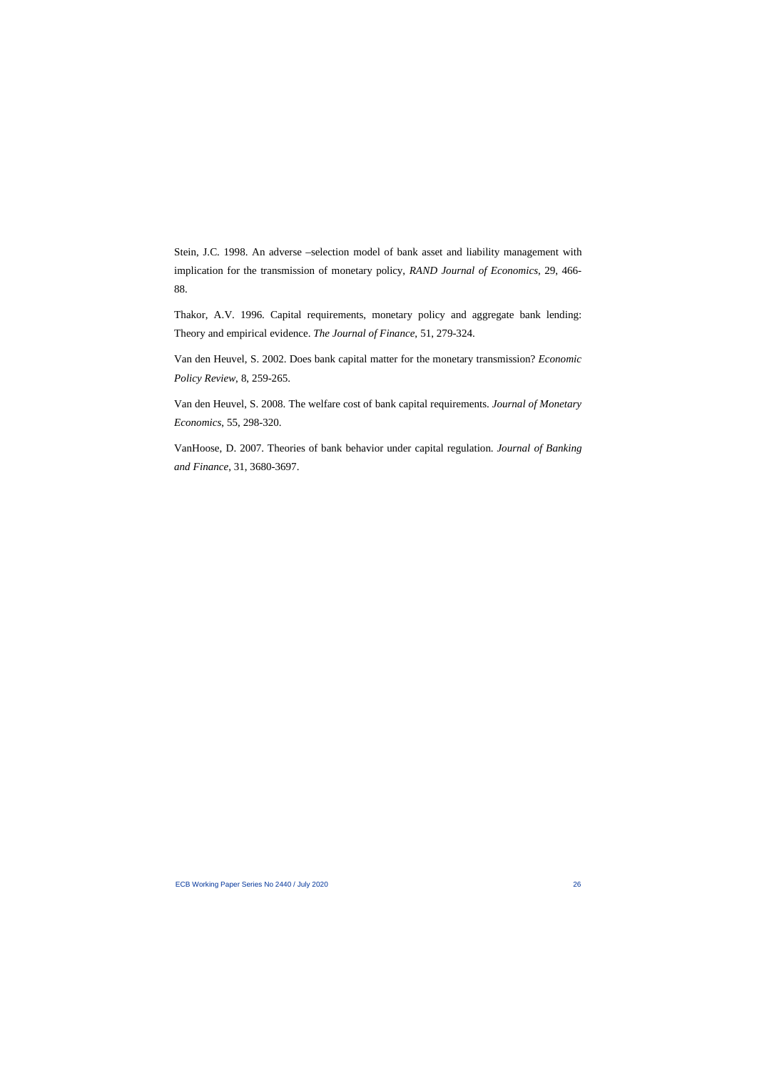Stein, J.C. 1998. An adverse –selection model of bank asset and liability management with implication for the transmission of monetary policy, *RAND Journal of Economics*, 29, 466-88.

Thakor, A.V. 1996. Capital requirements, monetary policy and aggregate bank lending: Theory and empirical evidence. *The Journal of Finance*, 51, 279-324.

Van den Heuvel, S. 2002. Does bank capital matter for the monetary transmission? *Economic Policy Review*, 8, 259-265.

Van den Heuvel, S. 2008. The welfare cost of bank capital requirements. *Journal of Monetary Economics*, 55, 298-320.

VanHoose, D. 2007. Theories of bank behavior under capital regulation. *Journal of Banking and Finance*, 31, 3680-3697.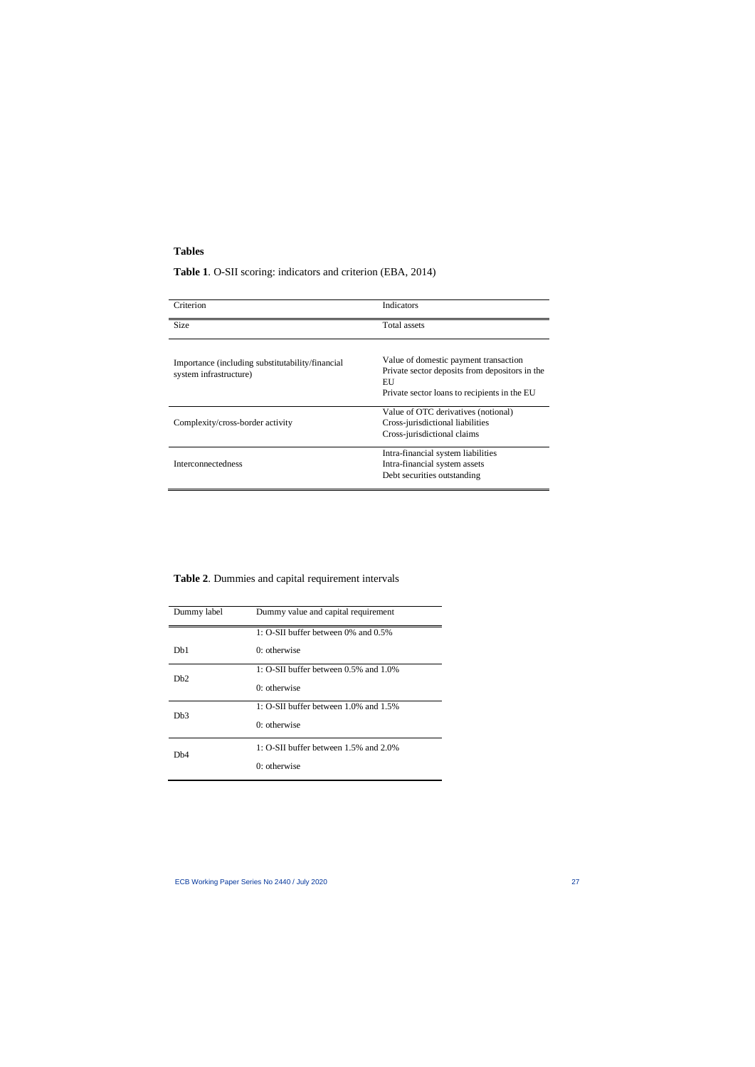## Tables

**Table 1**. O-SII scoring: indicators and criterion (EBA, 2014)

| Criterion | Indicators |
|---|---|
| Size | Total assets |
| Importance (including substitutability/financial system infrastructure) | Value of domestic payment transaction<br>Private sector deposits from depositors in the EU<br>Private sector loans to recipients in the EU |
| Complexity/cross-border activity | Value of OTC derivatives (notional)<br>Cross-jurisdictional liabilities<br>Cross-jurisdictional claims |
| Interconnectedness | Intra-financial system liabilities<br>Intra-financial system assets<br>Debt securities outstanding |

**Table 2**. Dummies and capital requirement intervals

| Dummy label | Dummy value and capital requirement |
|---|---|
| Db1 | 1: O-SII buffer between 0% and 0.5%<br>0: otherwise |
| Db2 | 1: O-SII buffer between 0.5% and 1.0%<br>0: otherwise |
| Db3 | 1: O-SII buffer between 1.0% and 1.5%<br>0: otherwise |
| Db4 | 1: O-SII buffer between 1.5% and 2.0%<br>0: otherwise |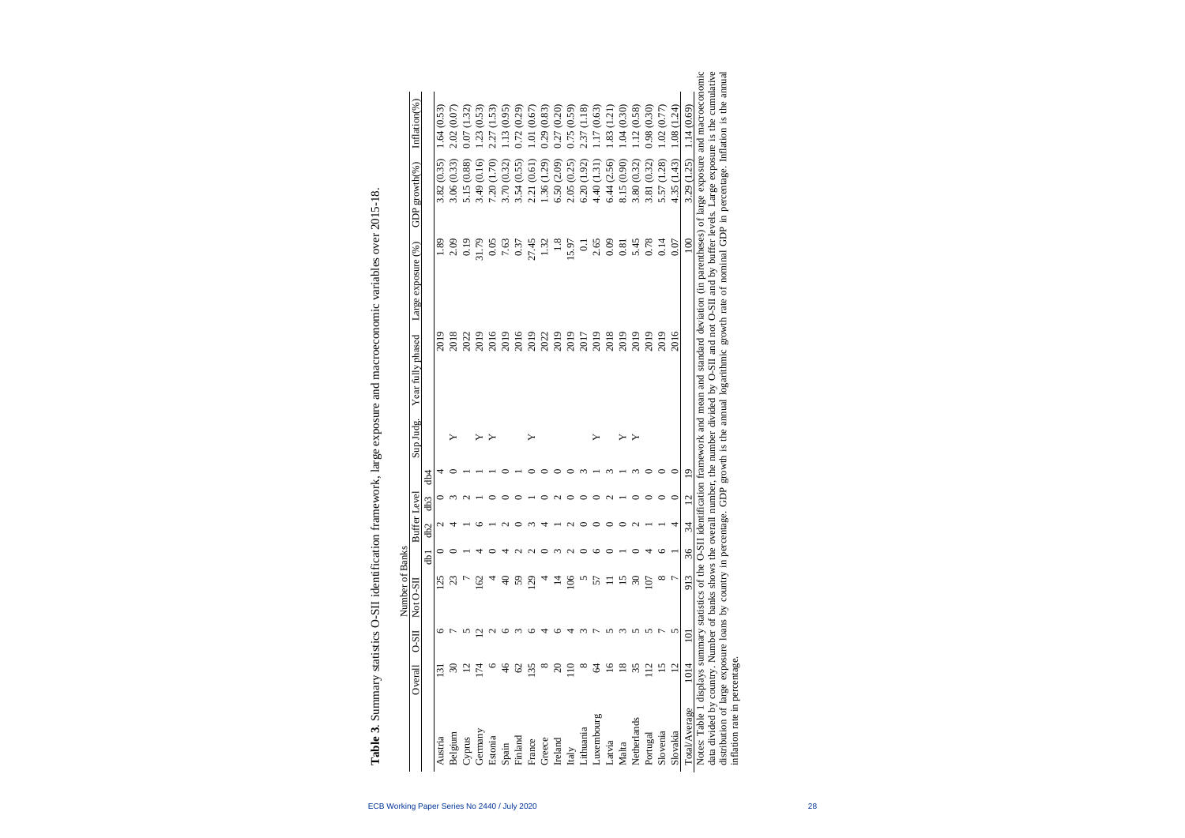**Table 3**. Summary statistics O-SII identification framework, large exposure and macroeconomic variables over 2015-18.

| | Number of Banks | | | | | | | Sup Judg. | Year fully phased | Large exposure (%) | GDP growth(%) | Inflation(%) |
|---|---|---|---|---|---|---|---|---|---|---|---|---|
| | Overall | O-SII | Not O-SII | Buffer Level | | | | | | | | |
| | | | | db1 | db2 | db3 | db4 | | | | | |
| Austria | 131 | 6 | 125 | 0 | 2 | 0 | 4 | | 2019 | 1.89 | 3.82 (0.35) | 1.64 (0.53) |
| Belgium | 30 | 7 | 23 | 0 | 4 | 3 | 0 | Y | 2018 | 2.09 | 3.06 (0.33) | 2.02 (0.07) |
| Cyprus | 12 | 5 | 7 | 1 | 1 | 2 | 1 | | 2022 | 0.19 | 5.15 (0.88) | 0.07 (1.32) |
| Germany | 174 | 12 | 162 | 4 | 6 | 1 | 1 | Y | 2019 | 31.79 | 3.49 (0.16) | 1.23 (0.53) |
| Estonia | 6 | 2 | 4 | 0 | 1 | 0 | 1 | Y | 2016 | 0.05 | 7.20 (1.70) | 2.27 (1.53) |
| Spain | 46 | 6 | 40 | 4 | 2 | 0 | 0 | | 2019 | 7.63 | 3.70 (0.32) | 1.13 (0.95) |
| Finland | 62 | 3 | 59 | 2 | 0 | 0 | 1 | | 2016 | 0.37 | 3.54 (0.55) | 0.72 (0.29) |
| France | 135 | 6 | 129 | 2 | 3 | 1 | 0 | Y | 2019 | 27.45 | 2.21 (0.61) | 1.01 (0.67) |
| Greece | 8 | 4 | 4 | 0 | 4 | 0 | 0 | | 2022 | 1.32 | 1.36 (1.29) | 0.29 (0.83) |
| Ireland | 20 | 6 | 14 | 3 | 1 | 2 | 0 | | 2019 | 1.8 | 6.50 (2.09) | 0.27 (0.20) |
| Italy | 110 | 4 | 106 | 2 | 2 | 0 | 0 | | 2019 | 15.97 | 2.05 (0.25) | 0.75 (0.59) |
| Lithuania | 8 | 3 | 5 | 0 | 0 | 0 | 3 | | 2017 | 0.1 | 6.20 (1.92) | 2.37 (1.18) |
| Luxembourg | 64 | 7 | 57 | 6 | 0 | 0 | 1 | Y | 2019 | 2.65 | 4.40 (1.31) | 1.17 (0.63) |
| Latvia | 16 | 5 | 11 | 0 | 0 | 2 | 3 | | 2018 | 0.09 | 6.44 (2.56) | 1.83 (1.21) |
| Malta | 18 | 3 | 15 | 1 | 0 | 1 | 1 | Y | 2019 | 0.81 | 8.15 (0.90) | 1.04 (0.30) |
| Netherlands | 35 | 5 | 30 | 0 | 2 | 0 | 3 | Y | 2019 | 5.45 | 3.80 (0.32) | 1.12 (0.58) |
| Portugal | 112 | 5 | 107 | 4 | 1 | 0 | 0 | | 2019 | 0.78 | 3.81 (0.32) | 0.98 (0.30) |
| Slovenia | 15 | 7 | 8 | 6 | 1 | 0 | 0 | | 2019 | 0.14 | 5.57 (1.28) | 1.02 (0.77) |
| Slovakia | 12 | 5 | 7 | 1 | 4 | 0 | 0 | | 2016 | 0.07 | 4.35 (1.43) | 1.08 (1.24) |
| Total/Average | 1014 | 101 | 913 | 36 | 34 | 12 | 19 | | | 100 | 3.29 (1.25) | 1.14 (0.69) |

Notes: Table 1 displays summary statistics of the O-SII identification framework and mean and standard deviation (in parentheses) of large exposure and macroeconomic data divided by country. Number of banks shows the overall number, the number divided by O-SII and not O-SII and by buffer levels. Large exposure is the cumulative distribution of large exposure loans by country in percentage. GDP growth is the annual logarithmic growth rate of nominal GDP in percentage. Inflation is the annual inflation rate in percentage.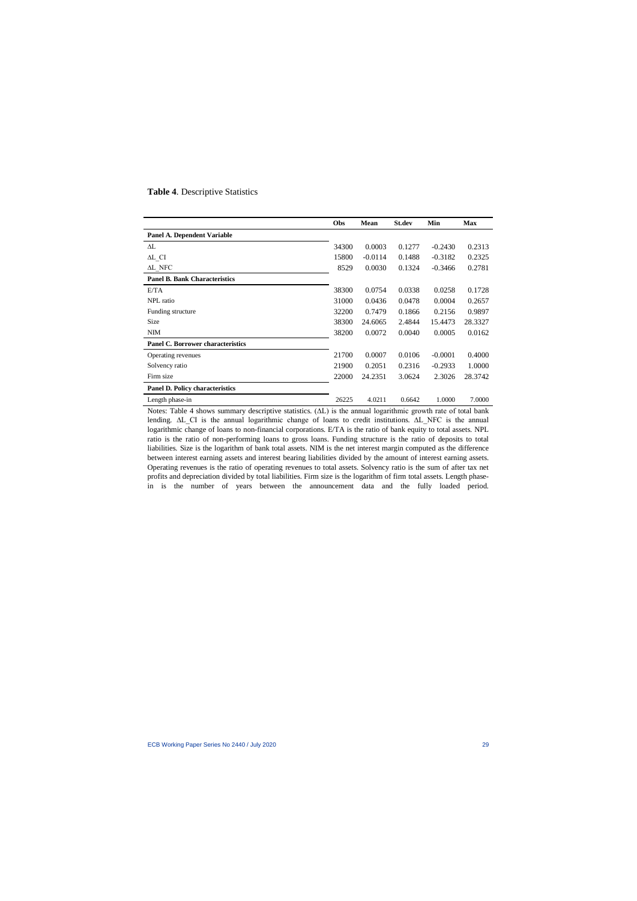**Table 4**. Descriptive Statistics

| | Obs | Mean | St.dev | Min | Max |
|---|---|---|---|---|---|
| **Panel A. Dependent Variable** | | | | | |
| ΔL | 34300 | 0.0003 | 0.1277 | -0.2430 | 0.2313 |
| ΔL_CI | 15800 | -0.0114 | 0.1488 | -0.3182 | 0.2325 |
| ΔL_NFC | 8529 | 0.0030 | 0.1324 | -0.3466 | 0.2781 |
| **Panel B. Bank Characteristics** | | | | | |
| E/TA | 38300 | 0.0754 | 0.0338 | 0.0258 | 0.1728 |
| NPL ratio | 31000 | 0.0436 | 0.0478 | 0.0004 | 0.2657 |
| Funding structure | 32200 | 0.7479 | 0.1866 | 0.2156 | 0.9897 |
| Size | 38300 | 24.6065 | 2.4844 | 15.4473 | 28.3327 |
| NIM | 38200 | 0.0072 | 0.0040 | 0.0005 | 0.0162 |
| **Panel C. Borrower characteristics** | | | | | |
| Operating revenues | 21700 | 0.0007 | 0.0106 | -0.0001 | 0.4000 |
| Solvency ratio | 21900 | 0.2051 | 0.2316 | -0.2933 | 1.0000 |
| Firm size | 22000 | 24.2351 | 3.0624 | 2.3026 | 28.3742 |
| **Panel D. Policy characteristics** | | | | | |
| Length phase-in | 26225 | 4.0211 | 0.6642 | 1.0000 | 7.0000 |

Notes: Table 4 shows summary descriptive statistics. (ΔL) is the annual logarithmic growth rate of total bank lending. ΔL_CI is the annual logarithmic change of loans to credit institutions. ΔL_NFC is the annual logarithmic change of loans to non-financial corporations. E/TA is the ratio of bank equity to total assets. NPL ratio is the ratio of non-performing loans to gross loans. Funding structure is the ratio of deposits to total liabilities. Size is the logarithm of bank total assets. NIM is the net interest margin computed as the difference between interest earning assets and interest bearing liabilities divided by the amount of interest earning assets. Operating revenues is the ratio of operating revenues to total assets. Solvency ratio is the sum of after tax net profits and depreciation divided by total liabilities. Firm size is the logarithm of firm total assets. Length phase-in is the number of years between the announcement data and the fully loaded period.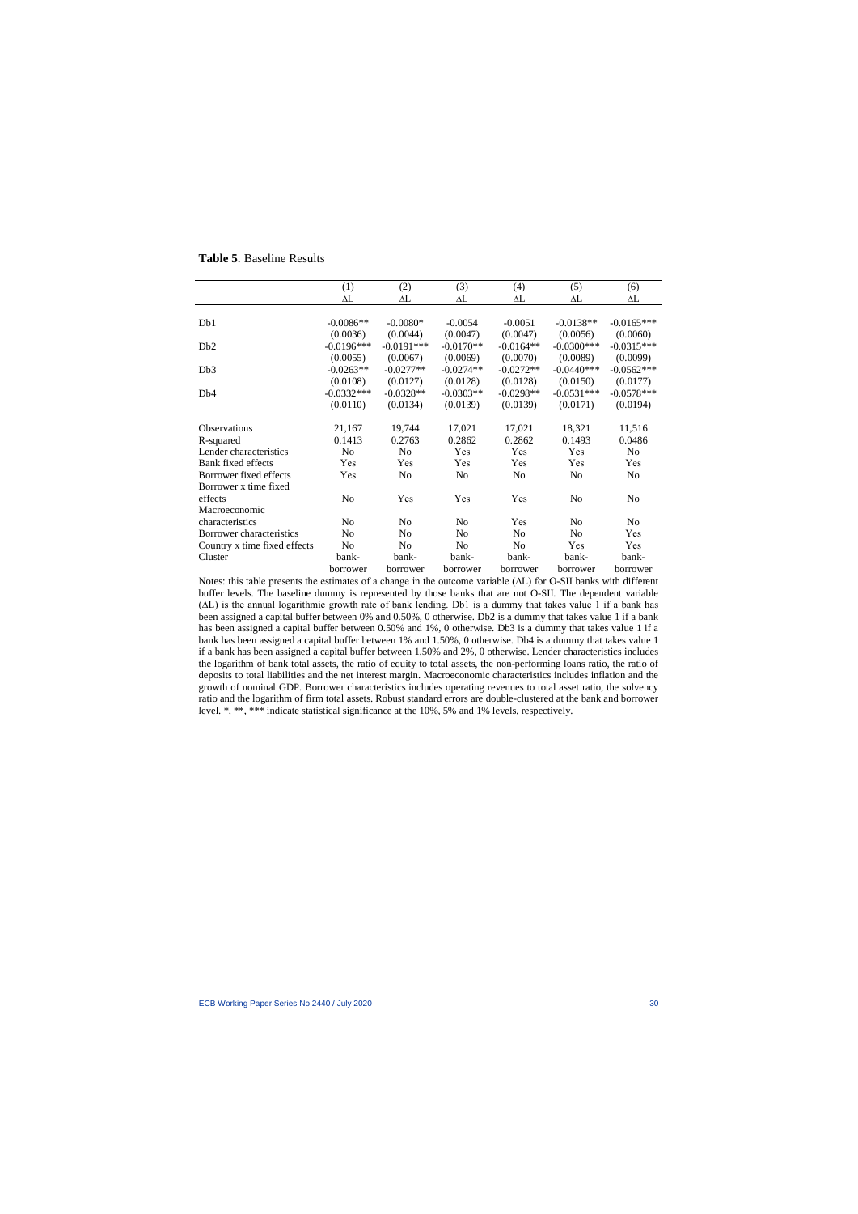**Table 5**. Baseline Results

| | (1) | (2) | (3) | (4) | (5) | (6) |
|---|---|---|---|---|---|---|
| | ΔL | ΔL | ΔL | ΔL | ΔL | ΔL |
| Db1 | -0.0086** | -0.0080* | -0.0054 | -0.0051 | -0.0138** | -0.0165*** |
| | (0.0036) | (0.0044) | (0.0047) | (0.0047) | (0.0056) | (0.0060) |
| Db2 | -0.0196*** | -0.0191*** | -0.0170** | -0.0164** | -0.0300*** | -0.0315*** |
| | (0.0055) | (0.0067) | (0.0069) | (0.0070) | (0.0089) | (0.0099) |
| Db3 | -0.0263** | -0.0277** | -0.0274** | -0.0272** | -0.0440*** | -0.0562*** |
| | (0.0108) | (0.0127) | (0.0128) | (0.0128) | (0.0150) | (0.0177) |
| Db4 | -0.0332*** | -0.0328** | -0.0303** | -0.0298** | -0.0531*** | -0.0578*** |
| | (0.0110) | (0.0134) | (0.0139) | (0.0139) | (0.0171) | (0.0194) |
| Observations | 21,167 | 19,744 | 17,021 | 17,021 | 18,321 | 11,516 |
| R-squared | 0.1413 | 0.2763 | 0.2862 | 0.2862 | 0.1493 | 0.0486 |
| Lender characteristics | No | No | Yes | Yes | Yes | No |
| Bank fixed effects | Yes | Yes | Yes | Yes | Yes | Yes |
| Borrower fixed effects | Yes | No | No | No | No | No |
| Borrower x time fixed effects | No | Yes | Yes | Yes | No | No |
| Macroeconomic characteristics | No | No | No | Yes | No | No |
| Borrower characteristics | No | No | No | No | No | Yes |
| Country x time fixed effects | No | No | No | No | Yes | Yes |
| Cluster | bank-borrower | bank-borrower | bank-borrower | bank-borrower | bank-borrower | bank-borrower |

Notes: this table presents the estimates of a change in the outcome variable (ΔL) for O-SII banks with different buffer levels. The baseline dummy is represented by those banks that are not O-SII. The dependent variable (ΔL) is the annual logarithmic growth rate of bank lending. Db1 is a dummy that takes value 1 if a bank has been assigned a capital buffer between 0% and 0.50%, 0 otherwise. Db2 is a dummy that takes value 1 if a bank has been assigned a capital buffer between 0.50% and 1%, 0 otherwise. Db3 is a dummy that takes value 1 if a bank has been assigned a capital buffer between 1% and 1.50%, 0 otherwise. Db4 is a dummy that takes value 1 if a bank has been assigned a capital buffer between 1.50% and 2%, 0 otherwise. Lender characteristics includes the logarithm of bank total assets, the ratio of equity to total assets, the non-performing loans ratio, the ratio of deposits to total liabilities and the net interest margin. Macroeconomic characteristics includes inflation and the growth of nominal GDP. Borrower characteristics includes operating revenues to total asset ratio, the solvency ratio and the logarithm of firm total assets. Robust standard errors are double-clustered at the bank and borrower level. *, **, *** indicate statistical significance at the 10%, 5% and 1% levels, respectively.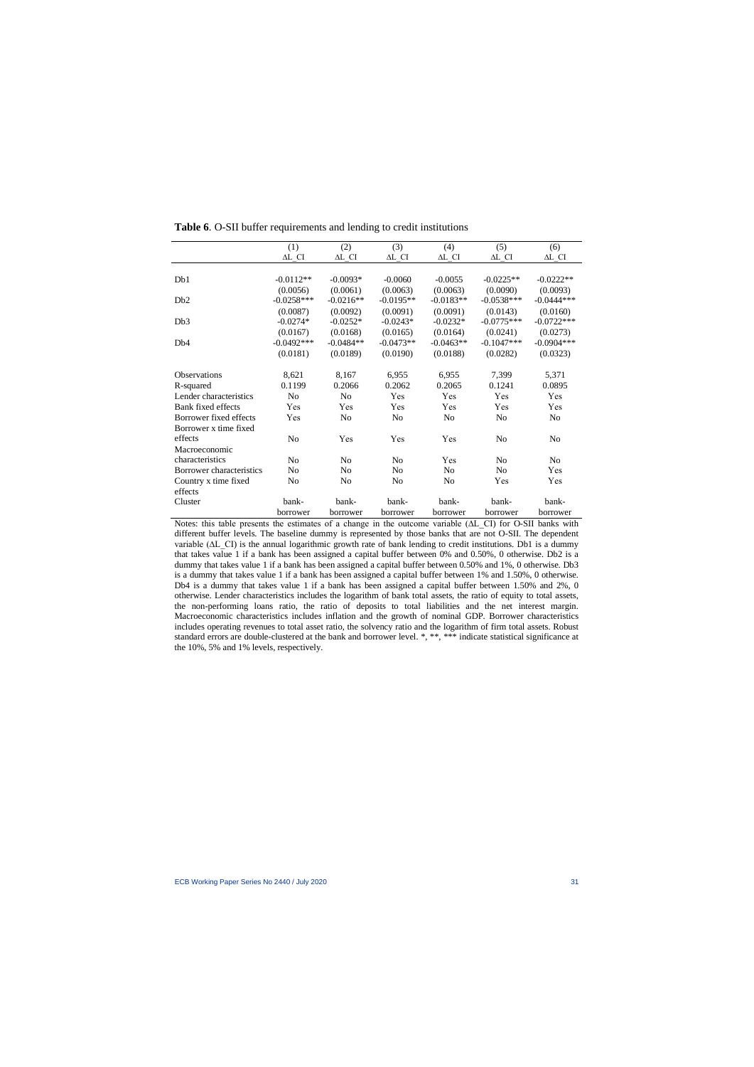**Table 6**. O-SII buffer requirements and lending to credit institutions

| | (1) | (2) | (3) | (4) | (5) | (6) |
|---|---|---|---|---|---|---|
| | ΔL_CI | ΔL_CI | ΔL_CI | ΔL_CI | ΔL_CI | ΔL_CI |
| Db1 | -0.0112** | -0.0093* | -0.0060 | -0.0055 | -0.0225** | -0.0222** |
| | (0.0056) | (0.0061) | (0.0063) | (0.0063) | (0.0090) | (0.0093) |
| Db2 | -0.0258*** | -0.0216** | -0.0195** | -0.0183** | -0.0538*** | -0.0444*** |
| | (0.0087) | (0.0092) | (0.0091) | (0.0091) | (0.0143) | (0.0160) |
| Db3 | -0.0274* | -0.0252* | -0.0243* | -0.0232* | -0.0775*** | -0.0722*** |
| | (0.0167) | (0.0168) | (0.0165) | (0.0164) | (0.0241) | (0.0273) |
| Db4 | -0.0492*** | -0.0484** | -0.0473** | -0.0463** | -0.1047*** | -0.0904*** |
| | (0.0181) | (0.0189) | (0.0190) | (0.0188) | (0.0282) | (0.0323) |
| Observations | 8,621 | 8,167 | 6,955 | 6,955 | 7,399 | 5,371 |
| R-squared | 0.1199 | 0.2066 | 0.2062 | 0.2065 | 0.1241 | 0.0895 |
| Lender characteristics | No | No | Yes | Yes | Yes | Yes |
| Bank fixed effects | Yes | Yes | Yes | Yes | Yes | Yes |
| Borrower fixed effects | Yes | No | No | No | No | No |
| Borrower x time fixed effects | No | Yes | Yes | Yes | No | No |
| Macroeconomic characteristics | No | No | No | Yes | No | No |
| Borrower characteristics | No | No | No | No | No | Yes |
| Country x time fixed effects | No | No | No | No | Yes | Yes |
| Cluster | bank-borrower | bank-borrower | bank-borrower | bank-borrower | bank-borrower | bank-borrower |

Notes: this table presents the estimates of a change in the outcome variable (ΔL_CI) for O-SII banks with different buffer levels. The baseline dummy is represented by those banks that are not O-SII. The dependent variable (ΔL_CI) is the annual logarithmic growth rate of bank lending to credit institutions. Db1 is a dummy that takes value 1 if a bank has been assigned a capital buffer between 0% and 0.50%, 0 otherwise. Db2 is a dummy that takes value 1 if a bank has been assigned a capital buffer between 0.50% and 1%, 0 otherwise. Db3 is a dummy that takes value 1 if a bank has been assigned a capital buffer between 1% and 1.50%, 0 otherwise. Db4 is a dummy that takes value 1 if a bank has been assigned a capital buffer between 1.50% and 2%, 0 otherwise. Lender characteristics includes the logarithm of bank total assets, the ratio of equity to total assets, the non-performing loans ratio, the ratio of deposits to total liabilities and the net interest margin. Macroeconomic characteristics includes inflation and the growth of nominal GDP. Borrower characteristics includes operating revenues to total asset ratio, the solvency ratio and the logarithm of firm total assets. Robust standard errors are double-clustered at the bank and borrower level. *, **, *** indicate statistical significance at the 10%, 5% and 1% levels, respectively.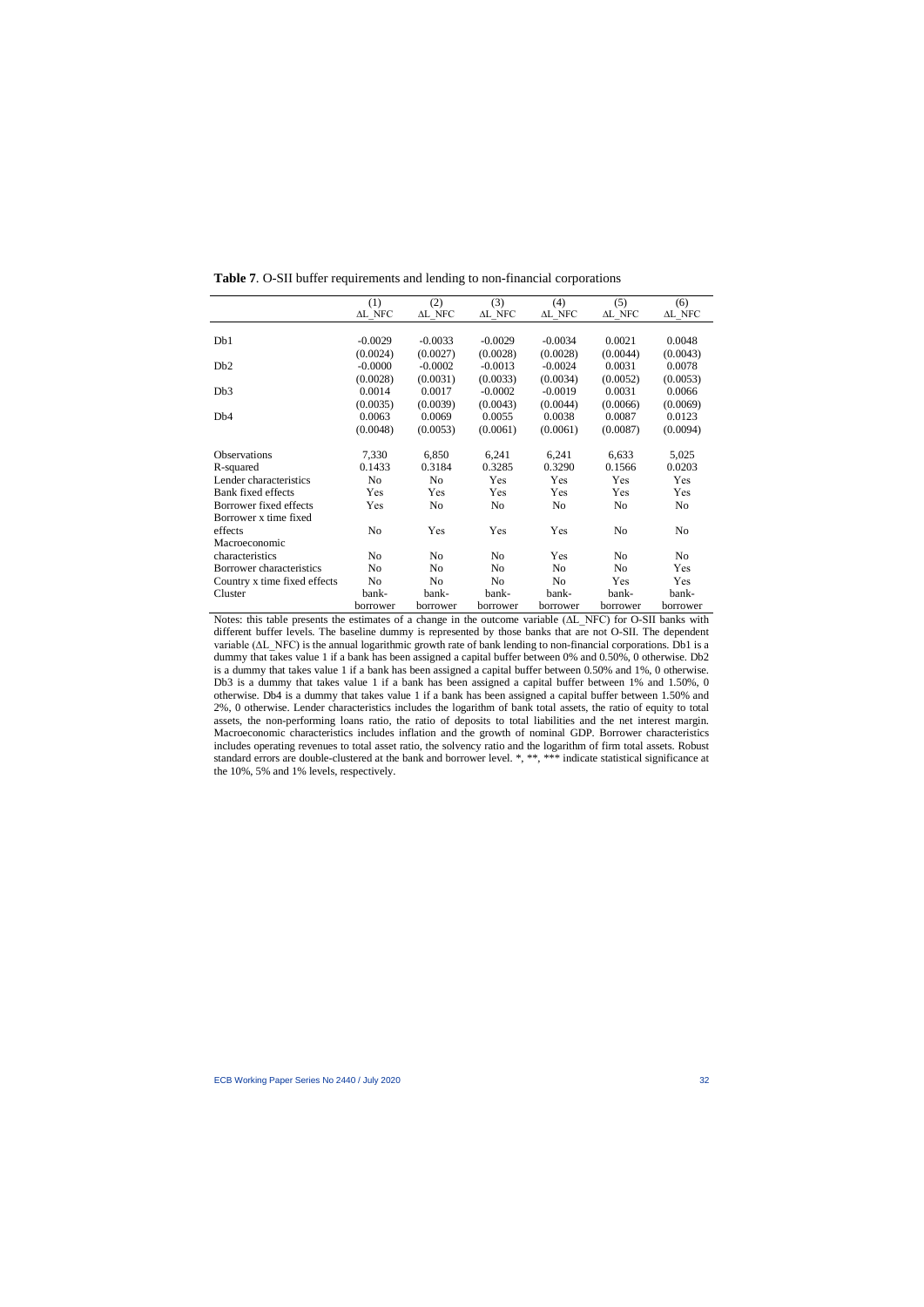**Table 7**. O-SII buffer requirements and lending to non-financial corporations

| | (1) | (2) | (3) | (4) | (5) | (6) |
|---|---|---|---|---|---|---|
| | ΔL_NFC | ΔL_NFC | ΔL_NFC | ΔL_NFC | ΔL_NFC | ΔL_NFC |
| Db1 | -0.0029 | -0.0033 | -0.0029 | -0.0034 | 0.0021 | 0.0048 |
| | (0.0024) | (0.0027) | (0.0028) | (0.0028) | (0.0044) | (0.0043) |
| Db2 | -0.0000 | -0.0002 | -0.0013 | -0.0024 | 0.0031 | 0.0078 |
| | (0.0028) | (0.0031) | (0.0033) | (0.0034) | (0.0052) | (0.0053) |
| Db3 | 0.0014 | 0.0017 | -0.0002 | -0.0019 | 0.0031 | 0.0066 |
| | (0.0035) | (0.0039) | (0.0043) | (0.0044) | (0.0066) | (0.0069) |
| Db4 | 0.0063 | 0.0069 | 0.0055 | 0.0038 | 0.0087 | 0.0123 |
| | (0.0048) | (0.0053) | (0.0061) | (0.0061) | (0.0087) | (0.0094) |
| Observations | 7,330 | 6,850 | 6,241 | 6,241 | 6,633 | 5,025 |
| R-squared | 0.1433 | 0.3184 | 0.3285 | 0.3290 | 0.1566 | 0.0203 |
| Lender characteristics | No | No | Yes | Yes | Yes | Yes |
| Bank fixed effects | Yes | Yes | Yes | Yes | Yes | Yes |
| Borrower fixed effects | Yes | No | No | No | No | No |
| Borrower x time fixed effects | No | Yes | Yes | Yes | No | No |
| Macroeconomic characteristics | No | No | No | Yes | No | No |
| Borrower characteristics | No | No | No | No | No | Yes |
| Country x time fixed effects | No | No | No | No | Yes | Yes |
| Cluster | bank-borrower | bank-borrower | bank-borrower | bank-borrower | bank-borrower | bank-borrower |

Notes: this table presents the estimates of a change in the outcome variable (ΔL_NFC) for O-SII banks with different buffer levels. The baseline dummy is represented by those banks that are not O-SII. The dependent variable (ΔL_NFC) is the annual logarithmic growth rate of bank lending to non-financial corporations. Db1 is a dummy that takes value 1 if a bank has been assigned a capital buffer between 0% and 0.50%, 0 otherwise. Db2 is a dummy that takes value 1 if a bank has been assigned a capital buffer between 0.50% and 1%, 0 otherwise. Db3 is a dummy that takes value 1 if a bank has been assigned a capital buffer between 1% and 1.50%, 0 otherwise. Db4 is a dummy that takes value 1 if a bank has been assigned a capital buffer between 1.50% and 2%, 0 otherwise. Lender characteristics includes the logarithm of bank total assets, the ratio of equity to total assets, the non-performing loans ratio, the ratio of deposits to total liabilities and the net interest margin. Macroeconomic characteristics includes inflation and the growth of nominal GDP. Borrower characteristics includes operating revenues to total asset ratio, the solvency ratio and the logarithm of firm total assets. Robust standard errors are double-clustered at the bank and borrower level. *, **, *** indicate statistical significance at the 10%, 5% and 1% levels, respectively.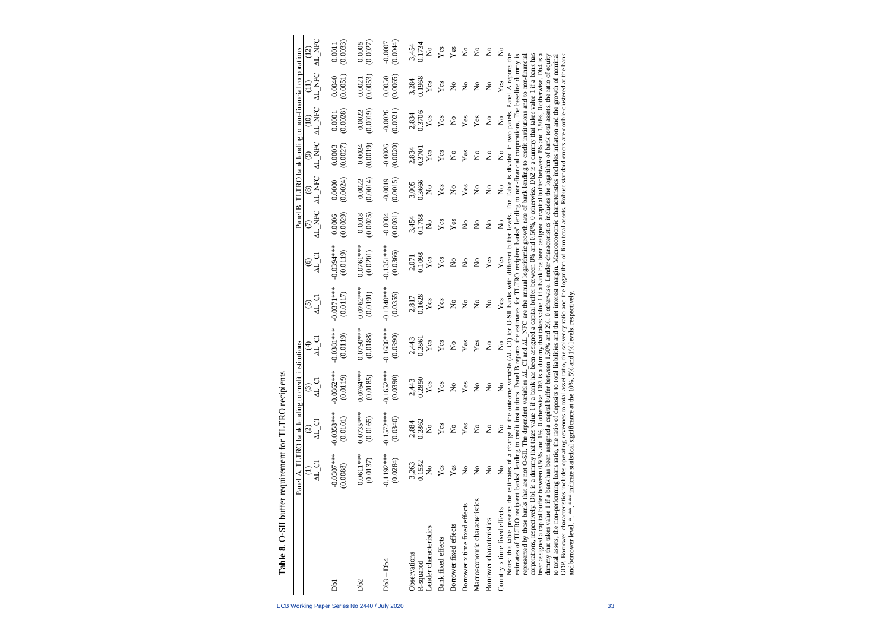**Table 8.** O-SII buffer requirement for TLTRO recipients

| | Panel A. TLTRO bank lending to credit institutions | | | | | | Panel B. TLTRO bank lending to non-financial corporations | | | | | |
|---|---|---|---|---|---|---|---|---|---|---|---|---|
| | (1) | (2) | (3) | (4) | (5) | (6) | (7) | (8) | (9) | (10) | (11) | (12) |
| | ΔL_CI | ΔL_CI | ΔL_CI | ΔL_CI | ΔL_CI | ΔL_CI | ΔL_NFC | ΔL_NFC | ΔL_NFC | ΔL_NFC | ΔL_NFC | ΔL_NFC |
| Db1 | -0.0307*** | -0.0358*** | -0.0362*** | -0.0381*** | -0.0371*** | -0.0394*** | 0.0006 | 0.0000 | 0.0003 | 0.0001 | 0.0040 | 0.0011 |
| | (0.0088) | (0.0101) | (0.0119) | (0.0119) | (0.0117) | (0.0119) | (0.0029) | (0.0024) | (0.0027) | (0.0028) | (0.0051) | (0.0033) |
| Db2 | -0.0611*** | -0.0735*** | -0.0764*** | -0.0790*** | -0.0762*** | -0.0761*** | -0.0018 | -0.0022 | -0.0024 | -0.0022 | 0.0021 | 0.0005 |
| | (0.0137) | (0.0165) | (0.0185) | (0.0188) | (0.0191) | (0.0201) | (0.0025) | (0.0014) | (0.0019) | (0.0019) | (0.0053) | (0.0027) |
| Db3 – Db4 | -0.1192*** | -0.1572*** | -0.1652*** | -0.1686*** | -0.1348*** | -0.1351*** | -0.0004 | -0.0019 | -0.0026 | -0.0026 | 0.0050 | -0.0007 |
| | (0.0284) | (0.0340) | (0.0390) | (0.0390) | (0.0355) | (0.0366) | (0.0031) | (0.0015) | (0.0020) | (0.0021) | (0.0065) | (0.0044) |
| Observations | 3,263 | 2,884 | 2,443 | 2,443 | 2,817 | 2,071 | 3,454 | 3,005 | 2,834 | 2,834 | 3,284 | 3,454 |
| R-squared | 0.1532 | 0.2862 | 0.2850 | 0.2861 | 0.1628 | 0.1098 | 0.1788 | 0.3666 | 0.3701 | 0.3706 | 0.1968 | 0.1734 |
| Lender characteristics | No | No | Yes | Yes | Yes | Yes | No | No | Yes | Yes | Yes | No |
| Bank fixed effects | Yes | Yes | Yes | Yes | Yes | Yes | Yes | Yes | Yes | Yes | Yes | Yes |
| Borrower fixed effects | Yes | No | No | No | No | No | Yes | No | No | No | No | Yes |
| Borrower x time fixed effects | No | Yes | Yes | Yes | No | No | No | Yes | Yes | Yes | No | No |
| Macroeconomic characteristics | No | No | No | Yes | No | No | No | No | No | Yes | No | No |
| Borrower characteristics | No | No | No | No | No | Yes | No | No | No | No | No | No |
| Country x time fixed effects | No | No | No | No | Yes | Yes | No | No | No | No | Yes | No |

Notes: this table presents the estimates of a change in the outcome variable (ΔL_CI) for O-SII banks with different buffer levels. The Table is divided in two panels. Panel A reports the estimates of TLTRO recipient banks' lending to credit institutions. Panel B reports the estimates for TLTRO recipient banks' lending to non-financial corporations. The baseline dummy is represented by those banks that are not O-SII. The dependent variables ΔL_CI and ΔL_NFC are the annual logarithmic growth rate of bank lending to credit institutions and to non-financial corporations, respectively. Db1 is a dummy that takes value 1 if a bank has been assigned a capital buffer between 0% and 0.50%, 0 otherwise. Db2 is a dummy that takes value 1 if a bank has been assigned a capital buffer between 0.50% and 1%, 0 otherwise. Db3 is a dummy that takes value 1 if a bank has been assigned a capital buffer between 1% and 1.50%, 0 otherwise. Db4 is a dummy that takes value 1 if a bank has been assigned a capital buffer between 1.50% and 2%, 0 otherwise. Lender characteristics includes the logarithm of bank total assets, the ratio of equity to total assets, the non-performing loans ratio, the ratio of deposits to total liabilities and the net interest margin. Macroeconomic characteristics includes inflation and the growth of nominal GDP. Borrower characteristics includes operating revenues to total asset ratio, the solvency ratio and the logarithm of firm total assets. Robust standard errors are double-clustered at the bank and borrower level. *, **, *** indicate statistical significance at the 10%, 5% and 1% levels, respectively.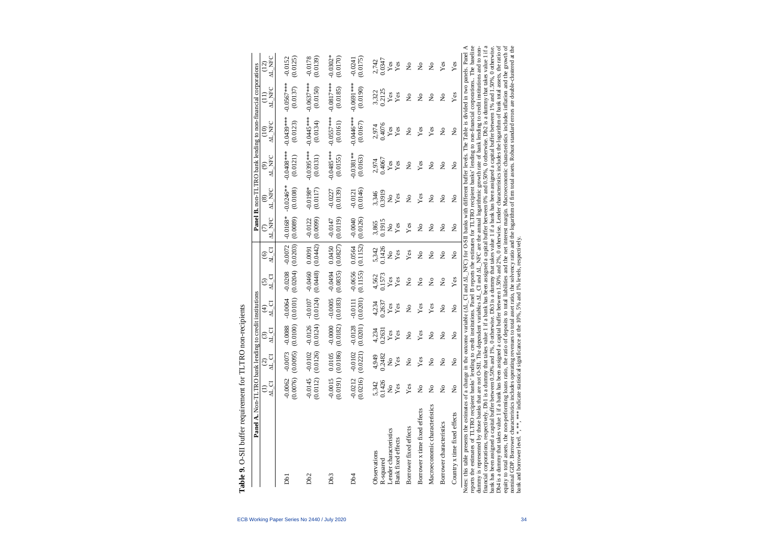**Table 9.** O-SII buffer requirement for TLTRO non-recipients

| | Panel A. Non-TLTRO bank lending to credit institutions | | | | | | Panel B. non-TLTRO bank lending to non-financial corporations | | | | | |
|---|---|---|---|---|---|---|---|---|---|---|---|---|
| | (1) | (2) | (3) | (4) | (5) | (6) | (7) | (8) | (9) | (10) | (11) | (12) |
| | ΔL_CI | ΔL_CI | ΔL_CI | ΔL_CI | ΔL_CI | ΔL_CI | ΔL_NFC | ΔL_NFC | ΔL_NFC | ΔL_NFC | ΔL_NFC | ΔL_NFC |
| Db1 | -0.0062 | -0.0073 | -0.0088 | -0.0064 | -0.0208 | -0.0072 | -0.0168* | -0.0246** | -0.0408*** | -0.0439*** | -0.0567*** | -0.0152 |
| | (0.0076) | (0.0095) | (0.0100) | (0.0101) | (0.0204) | (0.0203) | (0.0089) | (0.0108) | (0.0121) | (0.0123) | (0.0137) | (0.0125) |
| Db2 | -0.0145 | -0.0102 | -0.0126 | -0.0107 | -0.0460 | 0.0091 | -0.0122 | -0.0198* | -0.0395*** | -0.0445*** | -0.0637*** | -0.0178 |
| | (0.0112) | (0.0126) | (0.0124) | (0.0124) | (0.0448) | (0.0442) | (0.0099) | (0.0117) | (0.0131) | (0.0134) | (0.0150) | (0.0139) |
| Db3 | -0.0015 | 0.0105 | -0.0000 | -0.0005 | -0.0494 | 0.0450 | -0.0147 | -0.0227 | -0.0485*** | -0.0557*** | -0.0817*** | -0.0302* |
| | (0.0191) | (0.0186) | (0.0182) | (0.0183) | (0.0835) | (0.0827) | (0.0119) | (0.0139) | (0.0155) | (0.0161) | (0.0185) | (0.0170) |
| Db4 | -0.0212 | -0.0102 | -0.0128 | -0.0111 | -0.0656 | 0.0564 | -0.0040 | -0.0121 | -0.0381** | -0.0446*** | -0.0691*** | -0.0241 |
| | (0.0216) | (0.0221) | (0.0201) | (0.0201) | (0.1155) | (0.1152) | (0.0126) | (0.0146) | (0.0163) | (0.0167) | (0.0190) | (0.0175) |
| Observations | 5,342 | 4,949 | 4,234 | 4,234 | 4,562 | 5,342 | 3,865 | 3,346 | 2,974 | 2,974 | 3,322 | 2,742 |
| R-squared | 0.1426 | 0.2482 | 0.2631 | 0.2637 | 0.1573 | 0.1426 | 0.1915 | 0.3919 | 0.4067 | 0.4076 | 0.2125 | 0.0347 |
| Lender characteristics | No | No | Yes | Yes | Yes | No | No | No | Yes | Yes | Yes | Yes |
| Bank fixed effects | Yes | Yes | Yes | Yes | Yes | Yes | Yes | Yes | Yes | Yes | Yes | Yes |
| Borrower fixed effects | Yes | No | No | No | No | Yes | Yes | No | No | No | No | No |
| Borrower x time fixed effects | No | Yes | Yes | Yes | No | No | No | Yes | Yes | Yes | No | No |
| Macroeconomic characteristics | No | No | No | Yes | No | No | No | No | No | Yes | No | No |
| Borrower characteristics | No | No | No | No | No | No | No | No | No | No | No | Yes |
| Country x time fixed effects | No | No | No | No | Yes | No | No | No | No | No | Yes | Yes |

Notes: this table presents the estimates of a change in the outcome variable (ΔL_CI and ΔL_NFC) for O-SII banks with different buffer levels. The Table is divided in two panels. Panel A reports the estimates of TLTRO recipient banks' lending to credit institutions. Panel B reports the estimates for TLTRO recipient banks' lending to non-financial corporations.. The baseline dummy is represented by those banks that are not O-SII. The dependent variables ΔL_CI and ΔL_NFC are the annual logarithmic growth rate of bank lending to credit institutions and to non-financial corporations, respectively. Db1 is a dummy that takes value 1 if a bank has been assigned a capital buffer between 0% and 0.50%, 0 otherwise. Db2 is a dummy that takes value 1 if a bank has been assigned a capital buffer between 0.50% and 1%, 0 otherwise. Db3 is a dummy that takes value 1 if a bank has been assigned a capital buffer between 1% and 1.50%, 0 otherwise. Db4 is a dummy that takes value 1 if a bank has been assigned a capital buffer between 1.50% and 2%, 0 otherwise. Lender characteristics includes the logarithm of bank total assets, the ratio of equity to total assets, the non-performing loans ratio, the ratio of deposits to total liabilities and the net interest margin. Macroeconomic characteristics includes inflation and the growth of nominal GDP. Borrower characteristics includes operating revenues to total asset ratio, the solvency ratio and the logarithm of firm total assets. Robust standard errors are double-clustered at the bank and borrower level. *, **, *** indicate statistical significance at the 10%, 5% and 1% levels, respectively.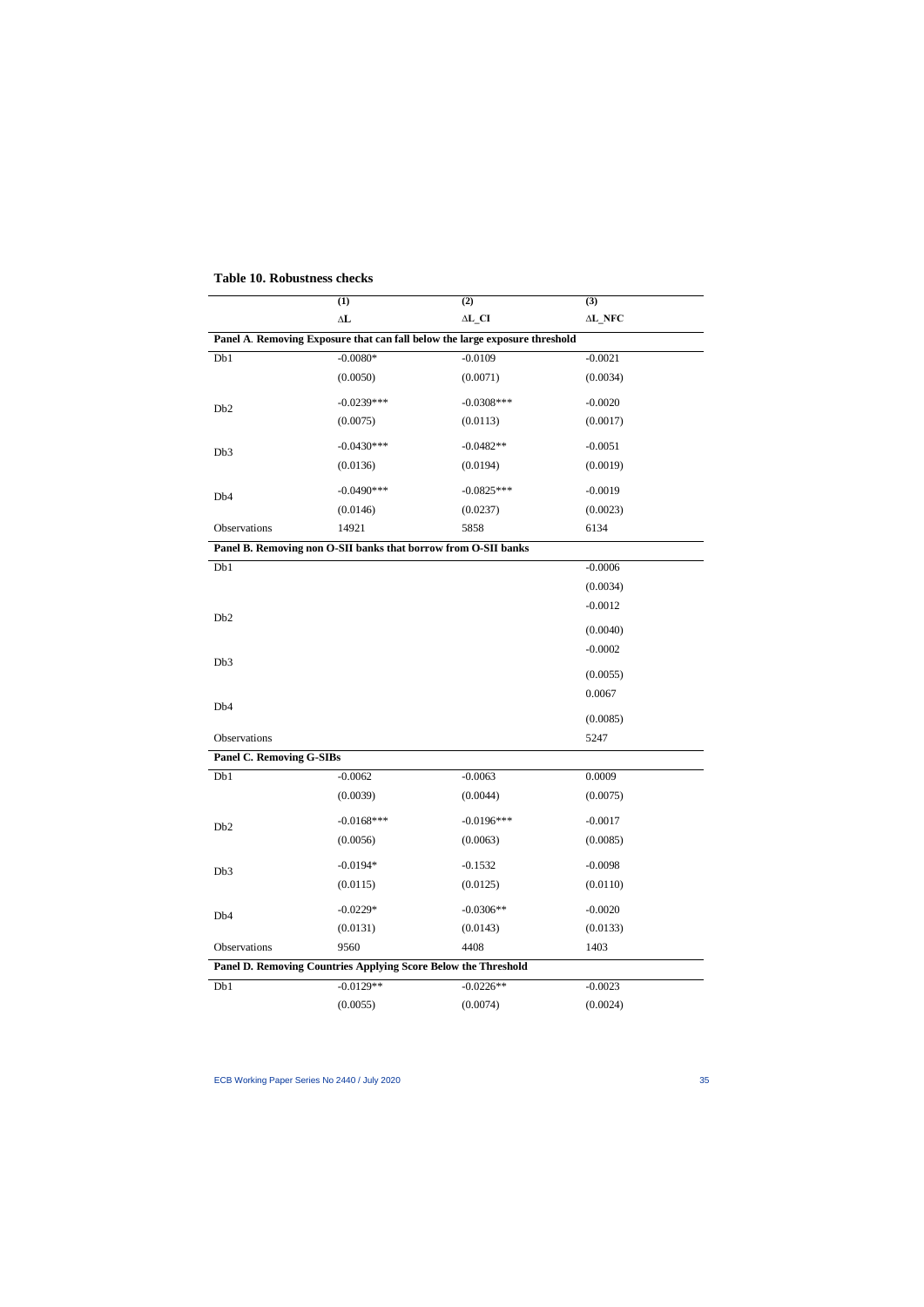## Table 10. Robustness checks

| | (1) | (2) | (3) |
|---|---|---|---|
| | ΔL | ΔL_CI | ΔL_NFC |
| **Panel A. Removing Exposure that can fall below the large exposure threshold** | | | |
| Db1 | -0.0080* | -0.0109 | -0.0021 |
| | (0.0050) | (0.0071) | (0.0034) |
| Db2 | -0.0239*** | -0.0308*** | -0.0020 |
| | (0.0075) | (0.0113) | (0.0017) |
| Db3 | -0.0430*** | -0.0482** | -0.0051 |
| | (0.0136) | (0.0194) | (0.0019) |
| Db4 | -0.0490*** | -0.0825*** | -0.0019 |
| | (0.0146) | (0.0237) | (0.0023) |
| Observations | 14921 | 5858 | 6134 |
| **Panel B. Removing non O-SII banks that borrow from O-SII banks** | | | |
| Db1 | | | -0.0006 |
| | | | (0.0034) |
| Db2 | | | -0.0012 |
| | | | (0.0040) |
| Db3 | | | -0.0002 |
| | | | (0.0055) |
| Db4 | | | 0.0067 |
| | | | (0.0085) |
| Observations | | | 5247 |
| **Panel C. Removing G-SIBs** | | | |
| Db1 | -0.0062 | -0.0063 | 0.0009 |
| | (0.0039) | (0.0044) | (0.0075) |
| Db2 | -0.0168*** | -0.0196*** | -0.0017 |
| | (0.0056) | (0.0063) | (0.0085) |
| Db3 | -0.0194* | -0.1532 | -0.0098 |
| | (0.0115) | (0.0125) | (0.0110) |
| Db4 | -0.0229* | -0.0306** | -0.0020 |
| | (0.0131) | (0.0143) | (0.0133) |
| Observations | 9560 | 4408 | 1403 |
| **Panel D. Removing Countries Applying Score Below the Threshold** | | | |
| Db1 | -0.0129** | -0.0226** | -0.0023 |
| | (0.0055) | (0.0074) | (0.0024) |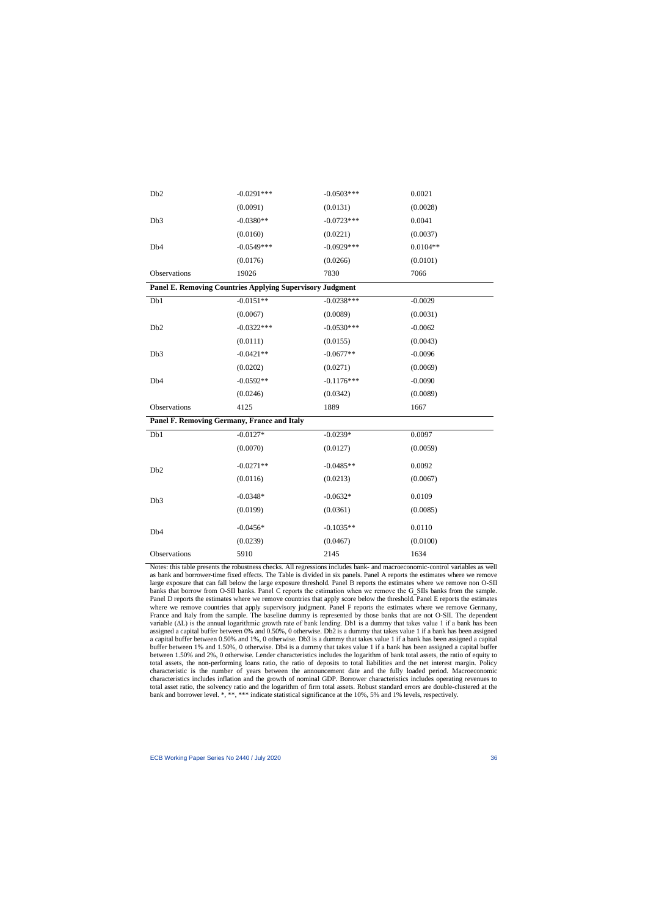| | | | |
|---|---|---|---|
| Db2 | -0.0291*** | -0.0503*** | 0.0021 |
| | (0.0091) | (0.0131) | (0.0028) |
| Db3 | -0.0380** | -0.0723*** | 0.0041 |
| | (0.0160) | (0.0221) | (0.0037) |
| Db4 | -0.0549*** | -0.0929*** | 0.0104** |
| | (0.0176) | (0.0266) | (0.0101) |
| Observations | 19026 | 7830 | 7066 |
| **Panel E. Removing Countries Applying Supervisory Judgment** | | | |
| Db1 | -0.0151** | -0.0238*** | -0.0029 |
| | (0.0067) | (0.0089) | (0.0031) |
| Db2 | -0.0322*** | -0.0530*** | -0.0062 |
| | (0.0111) | (0.0155) | (0.0043) |
| Db3 | -0.0421** | -0.0677** | -0.0096 |
| | (0.0202) | (0.0271) | (0.0069) |
| Db4 | -0.0592** | -0.1176*** | -0.0090 |
| | (0.0246) | (0.0342) | (0.0089) |
| Observations | 4125 | 1889 | 1667 |
| **Panel F. Removing Germany, France and Italy** | | | |
| Db1 | -0.0127* | -0.0239* | 0.0097 |
| | (0.0070) | (0.0127) | (0.0059) |
| Db2 | -0.0271** | -0.0485** | 0.0092 |
| | (0.0116) | (0.0213) | (0.0067) |
| Db3 | -0.0348* | -0.0632* | 0.0109 |
| | (0.0199) | (0.0361) | (0.0085) |
| Db4 | -0.0456* | -0.1035** | 0.0110 |
| | (0.0239) | (0.0467) | (0.0100) |
| Observations | 5910 | 2145 | 1634 |

Notes: this table presents the robustness checks. All regressions includes bank- and macroeconomic-control variables as well as bank and borrower-time fixed effects. The Table is divided in six panels. Panel A reports the estimates where we remove large exposure that can fall below the large exposure threshold. Panel B reports the estimates where we remove non O-SII banks that borrow from O-SII banks. Panel C reports the estimation when we remove the G_SIIs banks from the sample. Panel D reports the estimates where we remove countries that apply score below the threshold. Panel E reports the estimates where we remove countries that apply supervisory judgment. Panel F reports the estimates where we remove Germany, France and Italy from the sample. The baseline dummy is represented by those banks that are not O-SII. The dependent variable (ΔL) is the annual logarithmic growth rate of bank lending. Db1 is a dummy that takes value 1 if a bank has been assigned a capital buffer between 0% and 0.50%, 0 otherwise. Db2 is a dummy that takes value 1 if a bank has been assigned a capital buffer between 0.50% and 1%, 0 otherwise. Db3 is a dummy that takes value 1 if a bank has been assigned a capital buffer between 1% and 1.50%, 0 otherwise. Db4 is a dummy that takes value 1 if a bank has been assigned a capital buffer between 1.50% and 2%, 0 otherwise. Lender characteristics includes the logarithm of bank total assets, the ratio of equity to total assets, the non-performing loans ratio, the ratio of deposits to total liabilities and the net interest margin. Policy characteristic is the number of years between the announcement date and the fully loaded period. Macroeconomic characteristics includes inflation and the growth of nominal GDP. Borrower characteristics includes operating revenues to total asset ratio, the solvency ratio and the logarithm of firm total assets. Robust standard errors are double-clustered at the bank and borrower level. *, **, *** indicate statistical significance at the 10%, 5% and 1% levels, respectively.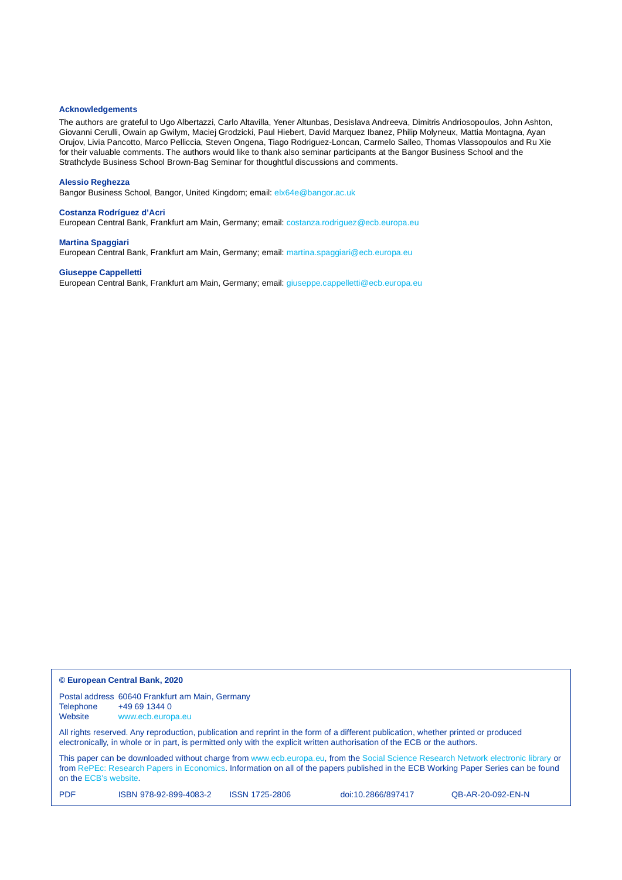**Acknowledgements**

The authors are grateful to Ugo Albertazzi, Carlo Altavilla, Yener Altunbas, Desislava Andreeva, Dimitris Andriosopoulos, John Ashton, Giovanni Cerulli, Owain ap Gwilym, Maciej Grodzicki, Paul Hiebert, David Marquez Ibanez, Philip Molyneux, Mattia Montagna, Ayan Orujov, Livia Pancotto, Marco Pelliccia, Steven Ongena, Tiago Rodriguez-Loncan, Carmelo Salleo, Thomas Vlassopoulos and Ru Xie for their valuable comments. The authors would like to thank also seminar participants at the Bangor Business School and the Strathclyde Business School Brown-Bag Seminar for thoughtful discussions and comments.

**Alessio Reghezza**
Bangor Business School, Bangor, United Kingdom; email: elx64e@bangor.ac.uk

**Costanza Rodríguez d'Acri**
European Central Bank, Frankfurt am Main, Germany; email: costanza.rodriguez@ecb.europa.eu

**Martina Spaggiari**
European Central Bank, Frankfurt am Main, Germany; email: martina.spaggiari@ecb.europa.eu

**Giuseppe Cappelletti**
European Central Bank, Frankfurt am Main, Germany; email: giuseppe.cappelletti@ecb.europa.eu

**© European Central Bank, 2020**

Postal address 60640 Frankfurt am Main, Germany
Telephone +49 69 1344 0
Website www.ecb.europa.eu

All rights reserved. Any reproduction, publication and reprint in the form of a different publication, whether printed or produced electronically, in whole or in part, is permitted only with the explicit written authorisation of the ECB or the authors.

This paper can be downloaded without charge from www.ecb.europa.eu, from the Social Science Research Network electronic library or from RePEc: Research Papers in Economics. Information on all of the papers published in the ECB Working Paper Series can be found on the ECB's website.

PDF ISBN 978-92-899-4083-2 ISSN 1725-2806 doi:10.2866/897417 QB-AR-20-092-EN-N